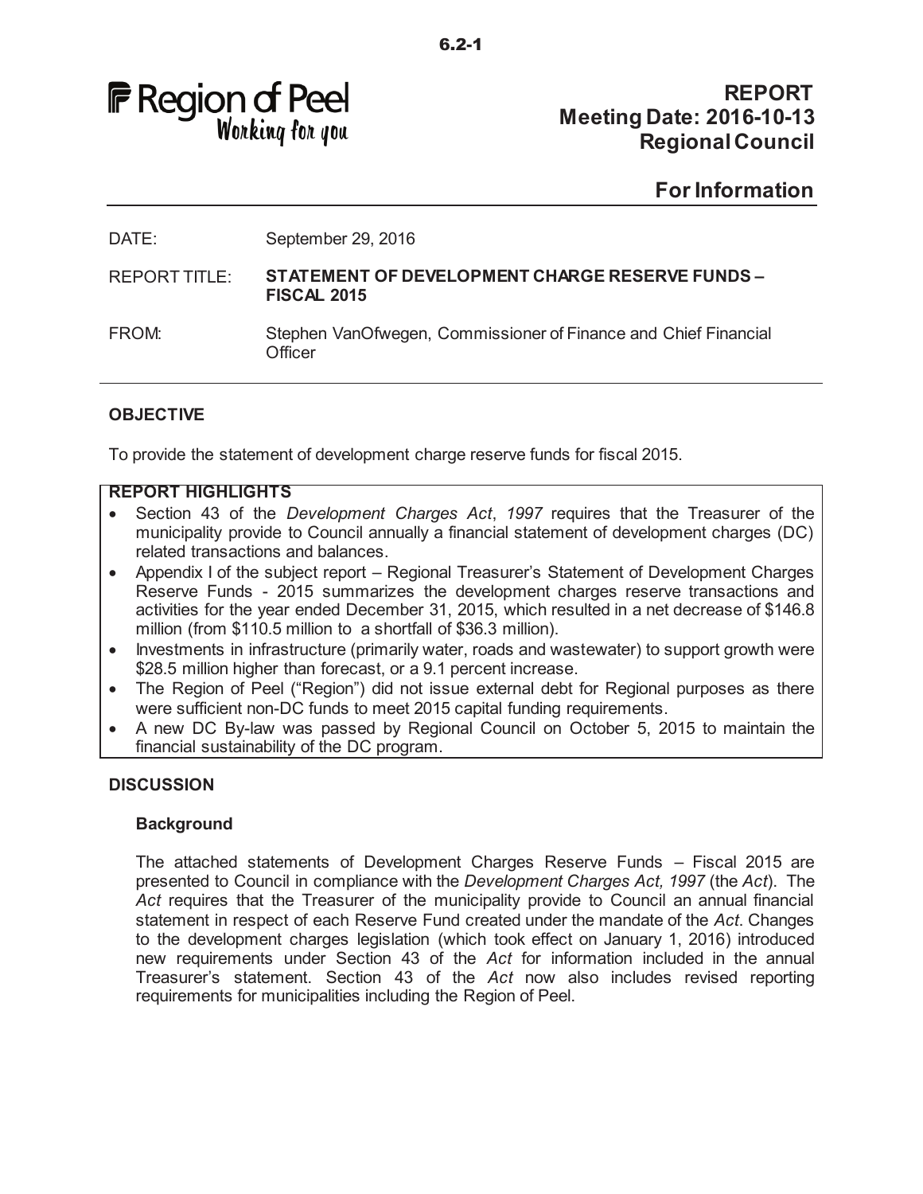Region of Peel
Working for you

# REPORT
**Meeting Date: 2016-10-13**
**Regional Council**

**For Information**

DATE: September 29, 2016

REPORT TITLE: **STATEMENT OF DEVELOPMENT CHARGE RESERVE FUNDS – FISCAL 2015**

FROM: Stephen VanOfwegen, Commissioner of Finance and Chief Financial Officer

## OBJECTIVE

To provide the statement of development charge reserve funds for fiscal 2015.

## REPORT HIGHLIGHTS

- Section 43 of the *Development Charges Act*, *1997* requires that the Treasurer of the municipality provide to Council annually a financial statement of development charges (DC) related transactions and balances.
- Appendix I of the subject report – Regional Treasurer's Statement of Development Charges Reserve Funds - 2015 summarizes the development charges reserve transactions and activities for the year ended December 31, 2015, which resulted in a net decrease of $146.8 million (from $110.5 million to a shortfall of $36.3 million).
- Investments in infrastructure (primarily water, roads and wastewater) to support growth were $28.5 million higher than forecast, or a 9.1 percent increase.
- The Region of Peel ("Region") did not issue external debt for Regional purposes as there were sufficient non-DC funds to meet 2015 capital funding requirements.
- A new DC By-law was passed by Regional Council on October 5, 2015 to maintain the financial sustainability of the DC program.

## DISCUSSION

### Background

The attached statements of Development Charges Reserve Funds – Fiscal 2015 are presented to Council in compliance with the *Development Charges Act, 1997* (the *Act*). The *Act* requires that the Treasurer of the municipality provide to Council an annual financial statement in respect of each Reserve Fund created under the mandate of the *Act*. Changes to the development charges legislation (which took effect on January 1, 2016) introduced new requirements under Section 43 of the *Act* for information included in the annual Treasurer's statement. Section 43 of the *Act* now also includes revised reporting requirements for municipalities including the Region of Peel.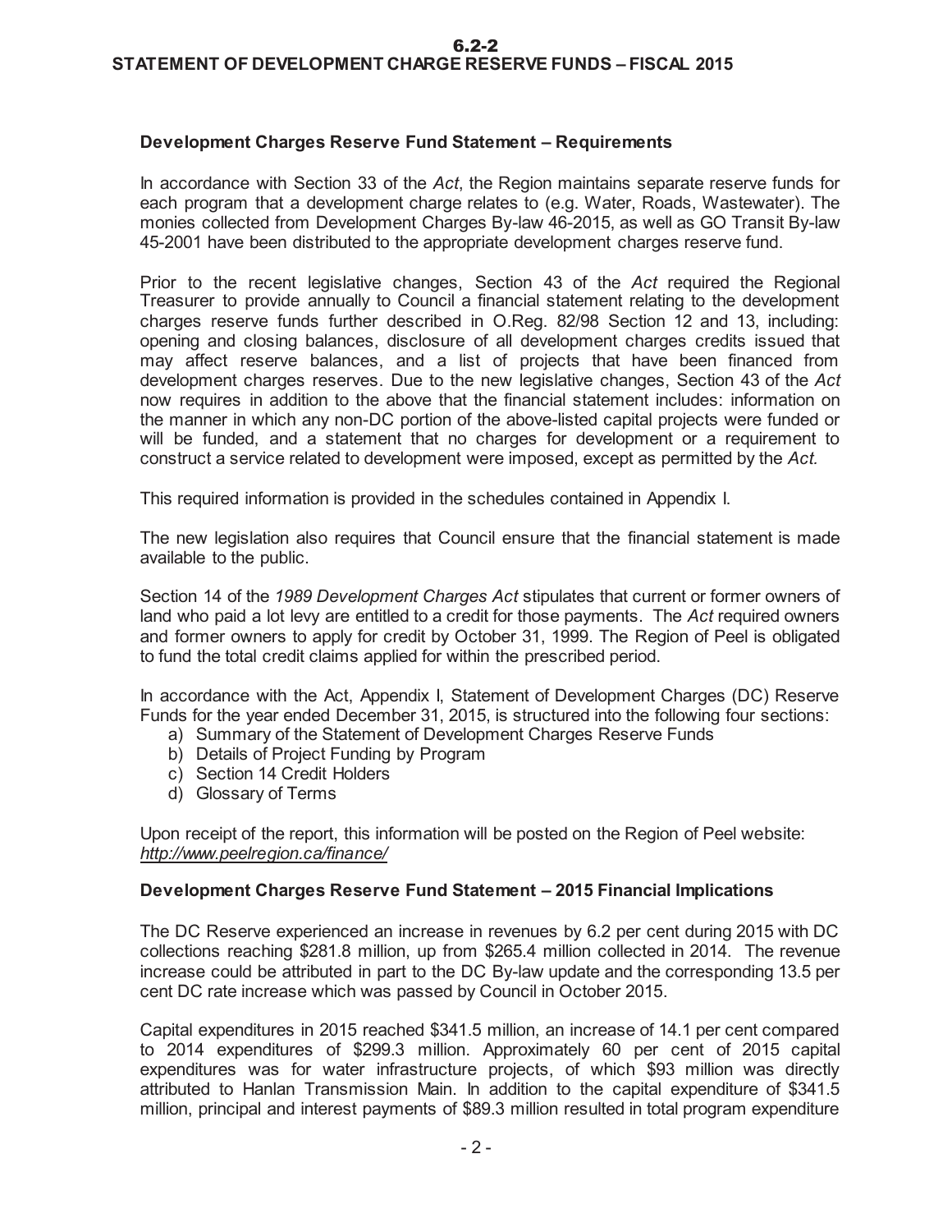# 6.2-2
## STATEMENT OF DEVELOPMENT CHARGE RESERVE FUNDS – FISCAL 2015

### Development Charges Reserve Fund Statement – Requirements

In accordance with Section 33 of the *Act*, the Region maintains separate reserve funds for each program that a development charge relates to (e.g. Water, Roads, Wastewater). The monies collected from Development Charges By-law 46-2015, as well as GO Transit By-law 45-2001 have been distributed to the appropriate development charges reserve fund.

Prior to the recent legislative changes, Section 43 of the *Act* required the Regional Treasurer to provide annually to Council a financial statement relating to the development charges reserve funds further described in O.Reg. 82/98 Section 12 and 13, including: opening and closing balances, disclosure of all development charges credits issued that may affect reserve balances, and a list of projects that have been financed from development charges reserves. Due to the new legislative changes, Section 43 of the *Act* now requires in addition to the above that the financial statement includes: information on the manner in which any non-DC portion of the above-listed capital projects were funded or will be funded, and a statement that no charges for development or a requirement to construct a service related to development were imposed, except as permitted by the *Act.*

This required information is provided in the schedules contained in Appendix I.

The new legislation also requires that Council ensure that the financial statement is made available to the public.

Section 14 of the *1989 Development Charges Act* stipulates that current or former owners of land who paid a lot levy are entitled to a credit for those payments. The *Act* required owners and former owners to apply for credit by October 31, 1999. The Region of Peel is obligated to fund the total credit claims applied for within the prescribed period.

In accordance with the Act, Appendix I, Statement of Development Charges (DC) Reserve Funds for the year ended December 31, 2015, is structured into the following four sections:

a) Summary of the Statement of Development Charges Reserve Funds
b) Details of Project Funding by Program
c) Section 14 Credit Holders
d) Glossary of Terms

Upon receipt of the report, this information will be posted on the Region of Peel website: *http://www.peelregion.ca/finance/*

### Development Charges Reserve Fund Statement – 2015 Financial Implications

The DC Reserve experienced an increase in revenues by 6.2 per cent during 2015 with DC collections reaching $281.8 million, up from $265.4 million collected in 2014. The revenue increase could be attributed in part to the DC By-law update and the corresponding 13.5 per cent DC rate increase which was passed by Council in October 2015.

Capital expenditures in 2015 reached $341.5 million, an increase of 14.1 per cent compared to 2014 expenditures of $299.3 million. Approximately 60 per cent of 2015 capital expenditures was for water infrastructure projects, of which $93 million was directly attributed to Hanlan Transmission Main. In addition to the capital expenditure of $341.5 million, principal and interest payments of $89.3 million resulted in total program expenditure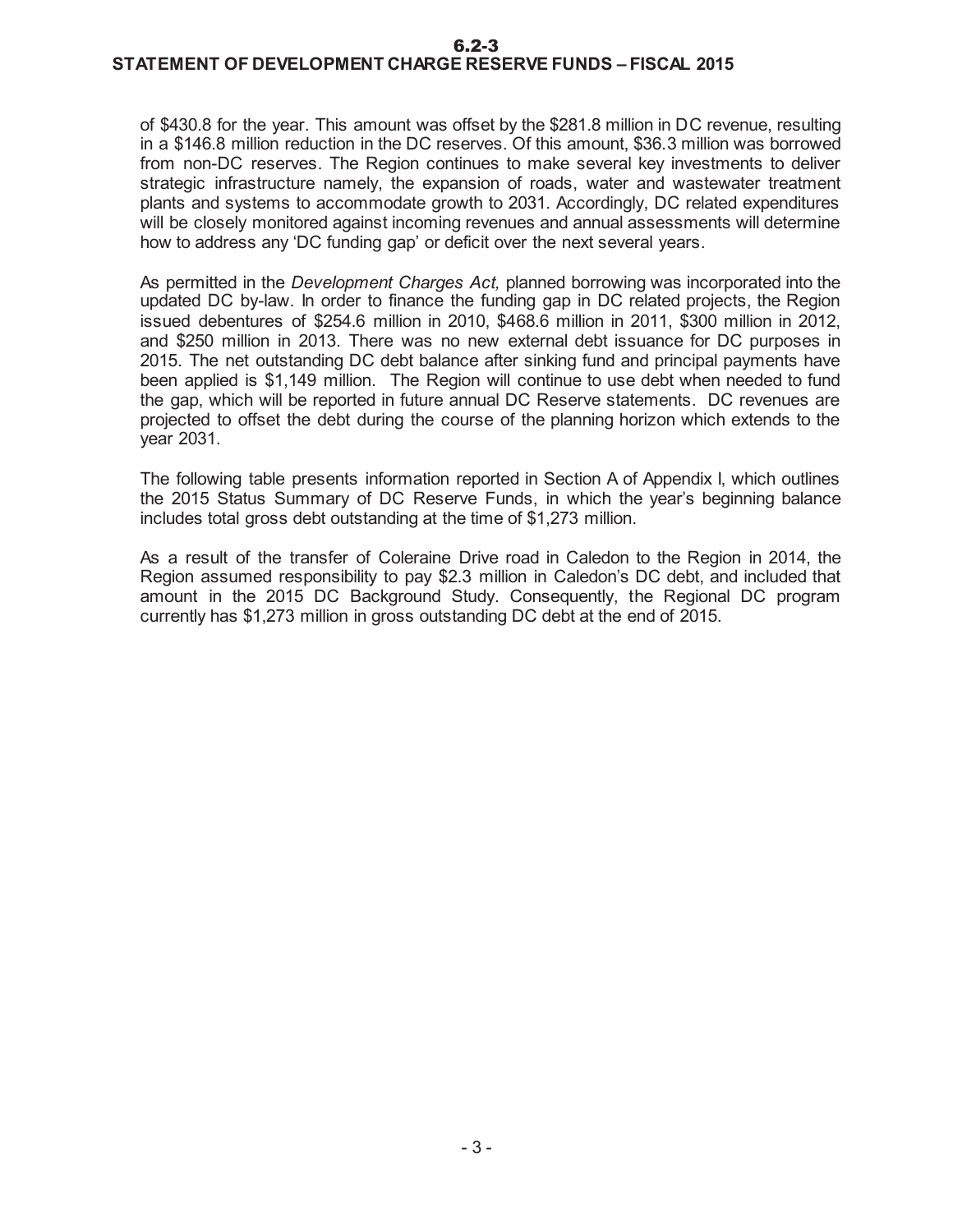of $430.8 for the year. This amount was offset by the $281.8 million in DC revenue, resulting in a $146.8 million reduction in the DC reserves. Of this amount, $36.3 million was borrowed from non-DC reserves. The Region continues to make several key investments to deliver strategic infrastructure namely, the expansion of roads, water and wastewater treatment plants and systems to accommodate growth to 2031. Accordingly, DC related expenditures will be closely monitored against incoming revenues and annual assessments will determine how to address any 'DC funding gap' or deficit over the next several years.

As permitted in the *Development Charges Act,* planned borrowing was incorporated into the updated DC by-law. In order to finance the funding gap in DC related projects, the Region issued debentures of $254.6 million in 2010, $468.6 million in 2011, $300 million in 2012, and $250 million in 2013. There was no new external debt issuance for DC purposes in 2015. The net outstanding DC debt balance after sinking fund and principal payments have been applied is $1,149 million. The Region will continue to use debt when needed to fund the gap, which will be reported in future annual DC Reserve statements. DC revenues are projected to offset the debt during the course of the planning horizon which extends to the year 2031.

The following table presents information reported in Section A of Appendix I, which outlines the 2015 Status Summary of DC Reserve Funds, in which the year's beginning balance includes total gross debt outstanding at the time of $1,273 million.

As a result of the transfer of Coleraine Drive road in Caledon to the Region in 2014, the Region assumed responsibility to pay $2.3 million in Caledon's DC debt, and included that amount in the 2015 DC Background Study. Consequently, the Regional DC program currently has $1,273 million in gross outstanding DC debt at the end of 2015.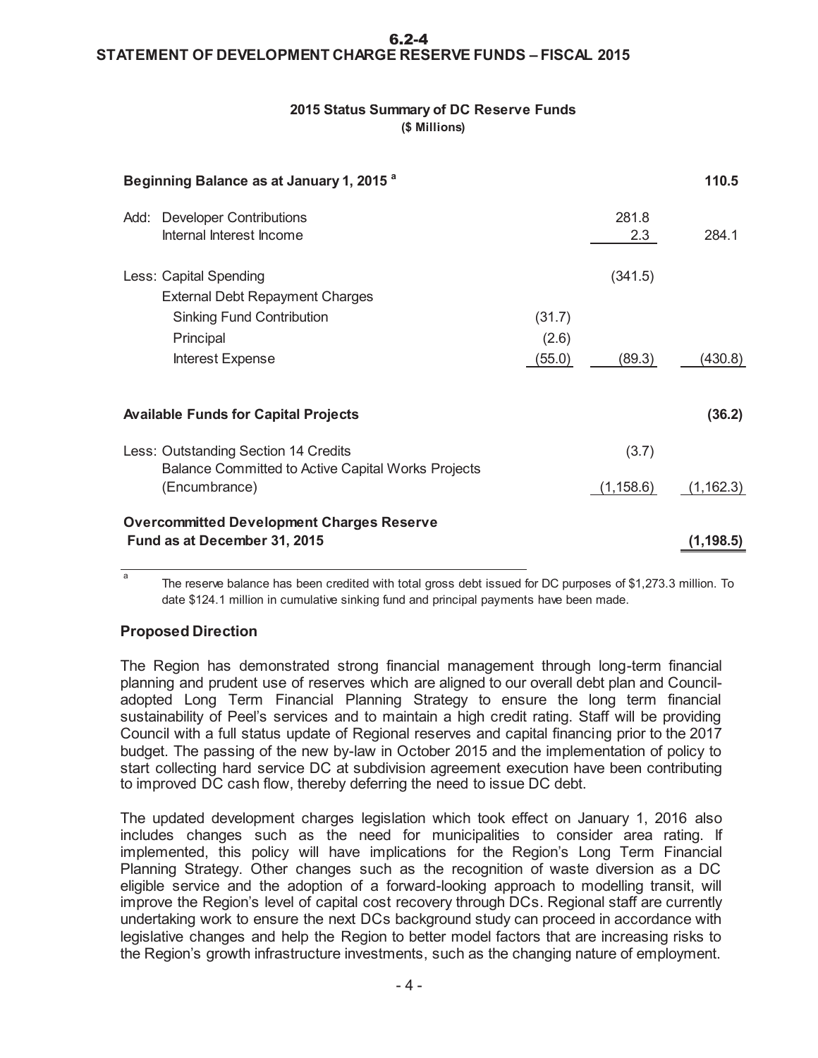# 6.2-4
## STATEMENT OF DEVELOPMENT CHARGE RESERVE FUNDS – FISCAL 2015

### 2015 Status Summary of DC Reserve Funds
**($ Millions)**

| | | | |
|---|---|---|---|
| **Beginning Balance as at January 1, 2015** [a] | | | **110.5** |
| Add: Developer Contributions | | 281.8 | |
| Internal Interest Income | | 2.3 | 284.1 |
| Less: Capital Spending | | (341.5) | |
| External Debt Repayment Charges | | | |
| Sinking Fund Contribution | (31.7) | | |
| Principal | (2.6) | | |
| Interest Expense | (55.0) | (89.3) | (430.8) |
| **Available Funds for Capital Projects** | | | **(36.2)** |
| Less: Outstanding Section 14 Credits | | (3.7) | |
| Balance Committed to Active Capital Works Projects (Encumbrance) | | (1,158.6) | (1,162.3) |
| **Overcommitted Development Charges Reserve Fund as at December 31, 2015** | | | **(1,198.5)** |

[a] The reserve balance has been credited with total gross debt issued for DC purposes of $1,273.3 million. To date $124.1 million in cumulative sinking fund and principal payments have been made.

### Proposed Direction

The Region has demonstrated strong financial management through long-term financial planning and prudent use of reserves which are aligned to our overall debt plan and Council-adopted Long Term Financial Planning Strategy to ensure the long term financial sustainability of Peel's services and to maintain a high credit rating. Staff will be providing Council with a full status update of Regional reserves and capital financing prior to the 2017 budget. The passing of the new by-law in October 2015 and the implementation of policy to start collecting hard service DC at subdivision agreement execution have been contributing to improved DC cash flow, thereby deferring the need to issue DC debt.

The updated development charges legislation which took effect on January 1, 2016 also includes changes such as the need for municipalities to consider area rating. If implemented, this policy will have implications for the Region's Long Term Financial Planning Strategy. Other changes such as the recognition of waste diversion as a DC eligible service and the adoption of a forward-looking approach to modelling transit, will improve the Region's level of capital cost recovery through DCs. Regional staff are currently undertaking work to ensure the next DCs background study can proceed in accordance with legislative changes and help the Region to better model factors that are increasing risks to the Region's growth infrastructure investments, such as the changing nature of employment.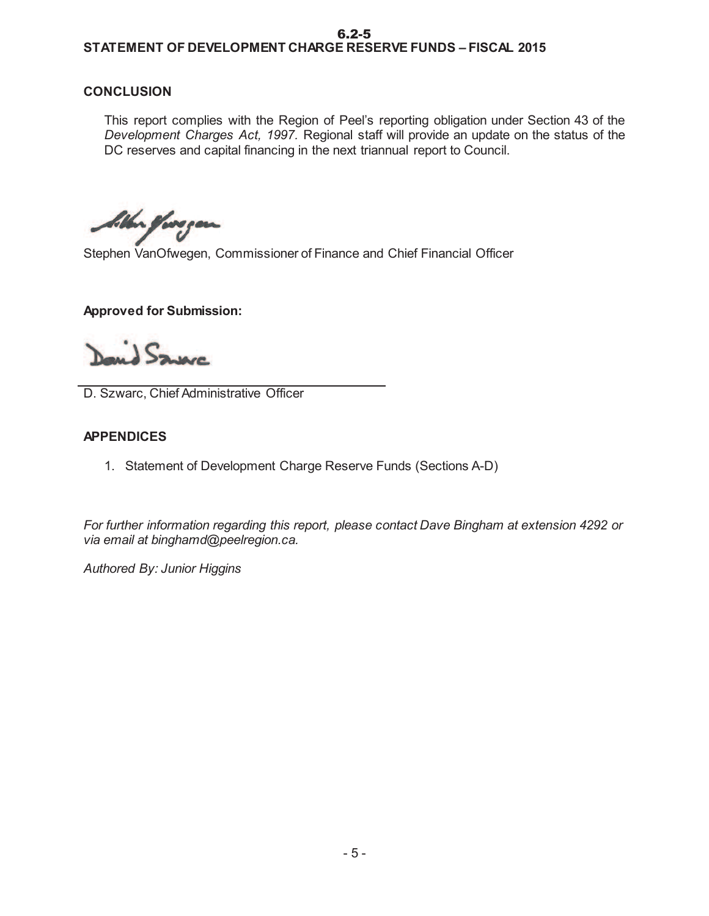## STATEMENT OF DEVELOPMENT CHARGE RESERVE FUNDS – FISCAL 2015

### CONCLUSION

This report complies with the Region of Peel's reporting obligation under Section 43 of the *Development Charges Act, 1997.* Regional staff will provide an update on the status of the DC reserves and capital financing in the next triannual report to Council.

Stephen VanOfwegen, Commissioner of Finance and Chief Financial Officer

**Approved for Submission:**

D. Szwarc, Chief Administrative Officer

### APPENDICES

1. Statement of Development Charge Reserve Funds (Sections A-D)

*For further information regarding this report, please contact Dave Bingham at extension 4292 or via email at binghamd@peelregion.ca.*

*Authored By: Junior Higgins*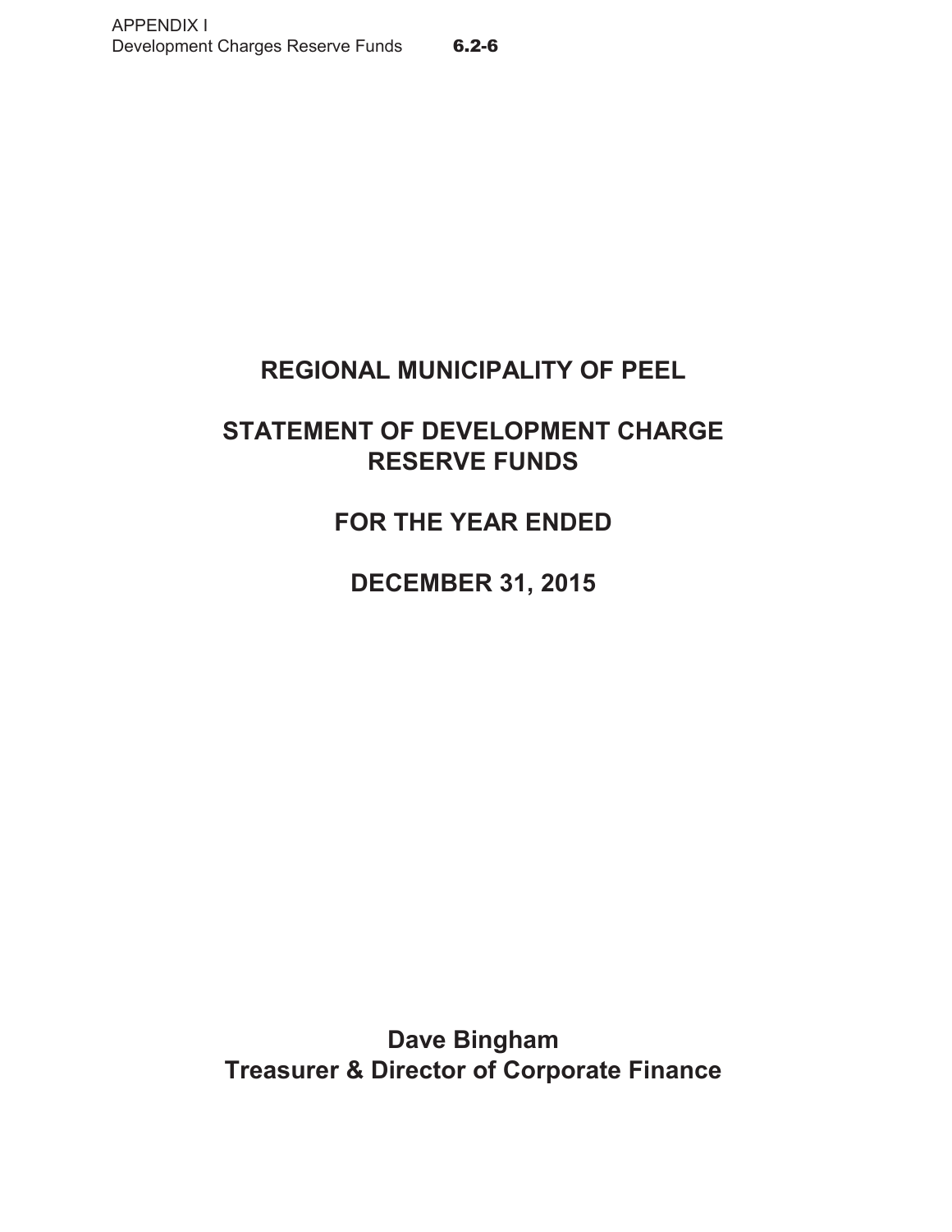# REGIONAL MUNICIPALITY OF PEEL

# STATEMENT OF DEVELOPMENT CHARGE RESERVE FUNDS

# FOR THE YEAR ENDED

# DECEMBER 31, 2015

**Dave Bingham**
**Treasurer & Director of Corporate Finance**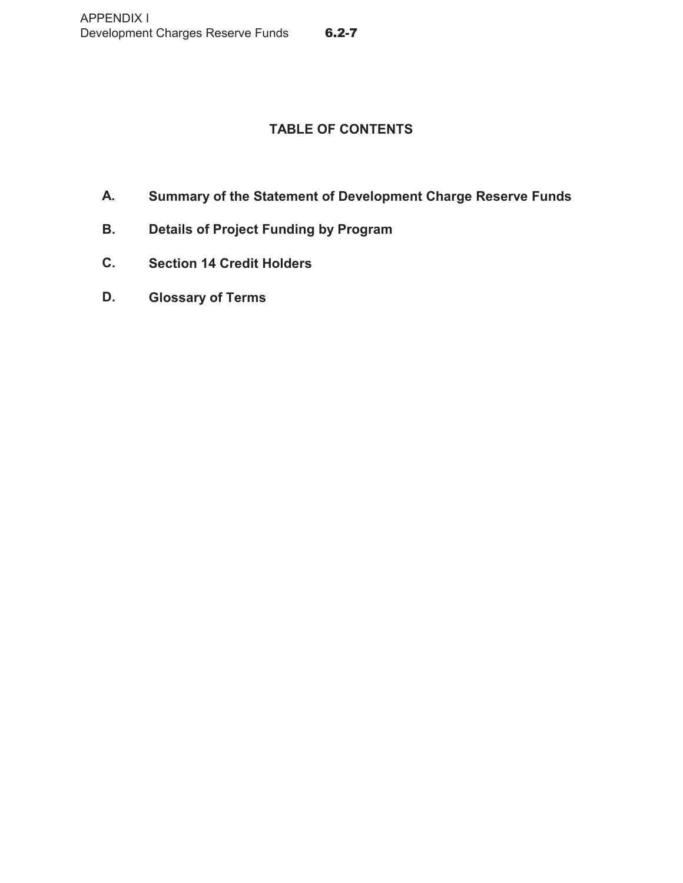## TABLE OF CONTENTS

**A.** **Summary of the Statement of Development Charge Reserve Funds**

**B.** **Details of Project Funding by Program**

**C.** **Section 14 Credit Holders**

**D.** **Glossary of Terms**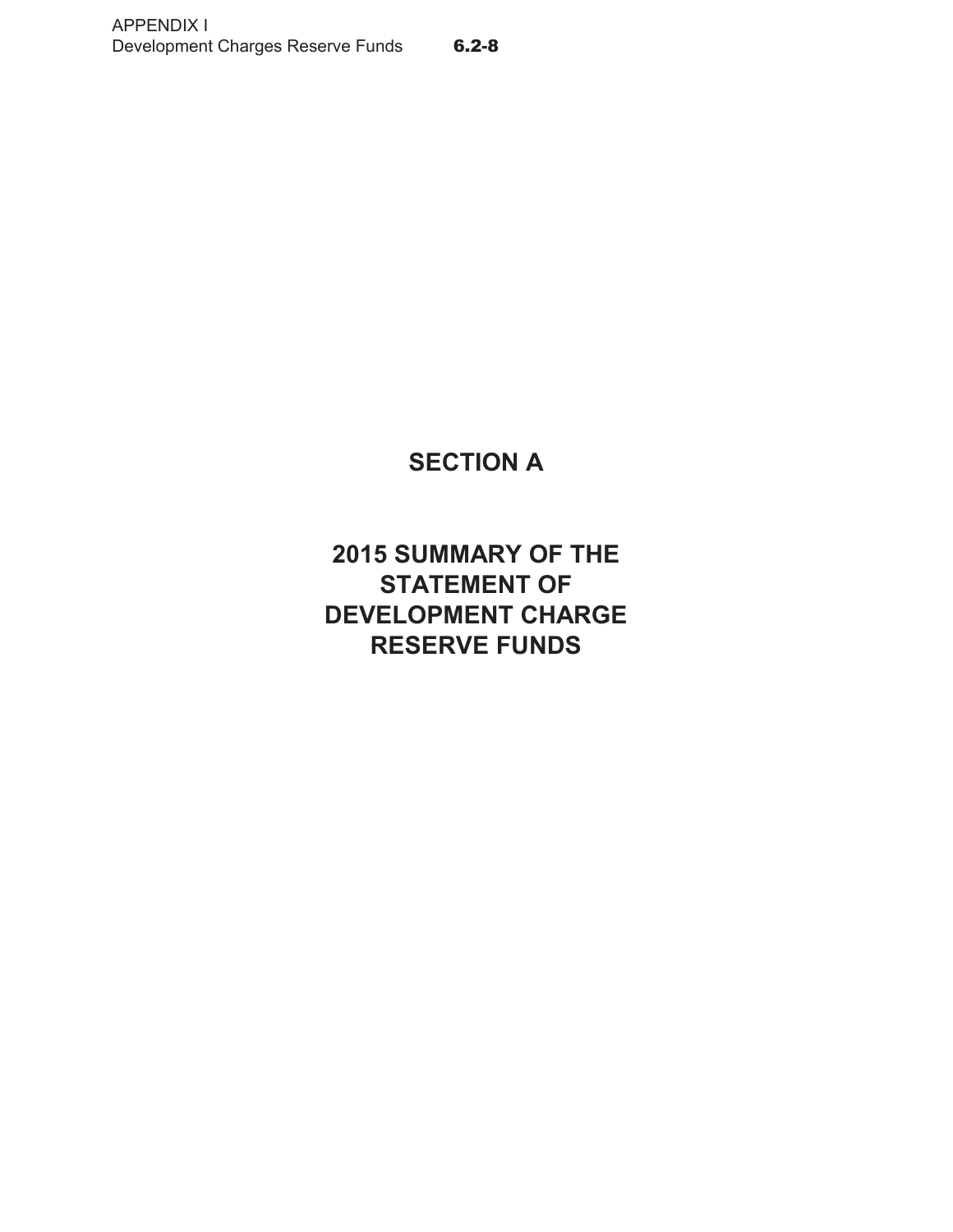# SECTION A

# 2015 SUMMARY OF THE STATEMENT OF DEVELOPMENT CHARGE RESERVE FUNDS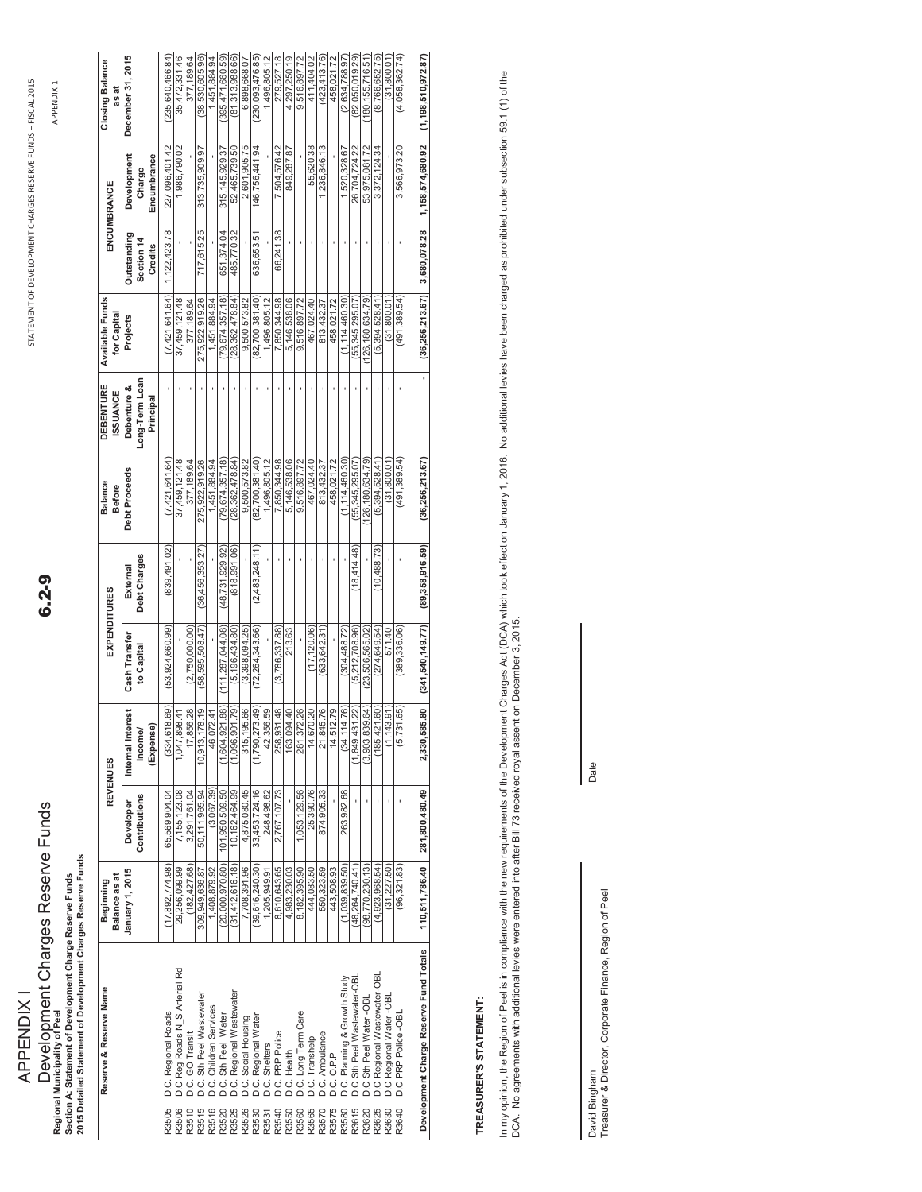# APPENDIX I

## Development Charges Reserve Funds

**6.2-9**

**Regional Municipality of Peel**
**Section A: Statement of Development Charge Reserve Funds**
**2015 Detailed Statement of Development Charges Reserve Funds**

| Reserve & Reserve Name | | Beginning Balance as at January 1, 2015 | REVENUES | | EXPENDITURES | | Balance Before Debt Proceeds | DEBENTURE ISSUANCE | Available Funds for Capital Projects | ENCUMBRANCE | | Closing Balance as at December 31, 2015 |
|---|---|---|---|---|---|---|---|---|---|---|---|---|
| | | | Developer Contributions | Internal Interest Income/ (Expense) | Cash Transfer to Capital | External Debt Charges | | Debenture & Long-Term Loan Principal | | Outstanding Section 14 Credits | Development Charge Encumbrance | |
| R3505 | D.C. Regional Roads | (17,892,774.98) | 65,569,904.04 | (334,619.69) | (53,924,660.99) | (839,491.02) | (7,421,641.64) | - | (7,421,641.64) | 1,122,423.78 | 227,096,401.42 | (235,640,466.84) |
| R3506 | D.C Reg Roads N_S Arterial Rd | 29,256,099.99 | 7,155,123.08 | 1,047,898.41 | - | - | 37,459,121.48 | - | 37,459,121.48 | - | 1,986,790.02 | 35,472,331.46 |
| R3510 | D.C. GO Transit | (182,427.68) | 3,291,761.04 | 17,856.28 | (2,750,000.00) | - | 377,189.64 | - | 377,189.64 | - | - | 377,189.64 |
| R3515 | D.C. Sth Peel Wastewater | 309,949,636.87 | 50,111,965.94 | 10,913,178.19 | (58,595,508.47) | (36,456,353.27) | 275,922,919.26 | - | 275,922,919.26 | 717,615.25 | 313,735,909.97 | (38,530,605.96) |
| R3516 | D.C. Children Services | 1,408,879.92 | (3,067.39) | 46,072.41 | - | - | 1,451,884.94 | - | 1,451,884.94 | - | - | 1,451,884.94 |
| R3520 | D.C. Sth Peel Water | (20,000,970.80) | 101,950,509.50 | (1,604,921.86) | (111,287,044.08) | (48,731,929.92) | (79,674,357.18) | - | (79,674,357.18) | 651,374.04 | 315,145,929.37 | (395,471,660.59) |
| R3525 | D.C. Regional Wastewater | (31,412,616.18) | 10,162,464.99 | (1,096,901.79) | (5,196,434.80) | (818,991.06) | (28,362,478.84) | - | (28,362,478.84) | 485,770.32 | 52,465,739.50 | (81,313,988.66) |
| R3526 | D.C. Social Housing | 7,708,391.96 | 4,875,080.45 | 315,195.66 | (3,398,094.25) | - | 9,500,573.82 | - | 9,500,573.82 | - | 2,601,905.75 | 6,898,668.07 |
| R3530 | D.C. Regional Water | (39,616,240.30) | 33,453,724.16 | (1,790,273.49) | (72,264,343.66) | (2,483,248.11) | (82,700,381.40) | - | (82,700,381.40) | 636,653.51 | 146,756,441.94 | (230,093,476.85) |
| R3531 | D.C. Shelters | 1,205,949.91 | 248,498.62 | 42,356.59 | - | - | 1,496,805.12 | - | 1,496,805.12 | - | - | 1,496,805.12 |
| R3540 | D.C. PRP Police | 8,610,543.65 | 2,767,107.73 | 258,831.48 | (3,786,337.88) | - | 7,850,344.98 | - | 7,850,344.98 | 66,241.38 | 7,504,576.42 | 279,527.18 |
| R3550 | D.C. Health | 4,982,230.03 | - | 163,094.40 | 213.63 | - | 5,146,538.06 | - | 5,146,538.06 | - | 849,287.87 | 4,297,250.19 |
| R3560 | D.C. Long Term Care | 8,182,395.90 | 1,053,129.56 | 281,372.26 | - | - | 9,516,897.72 | - | 9,516,897.72 | - | - | 9,516,897.72 |
| R3565 | D.C. Transhelp | 444,083.50 | 25,390.76 | 14,670.20 | (17,120.06) | - | 467,024.40 | - | 467,024.40 | - | 55,620.38 | 411,404.02 |
| R3570 | D.C. Ambulance | 550,323.59 | 874,905.33 | 21,845.76 | (633,642.31) | - | 813,432.37 | - | 813,432.37 | - | 1,236,846.13 | (423,413.76) |
| R3575 | D.C. O.P.P. | 443,508.93 | - | 14,512.79 | - | - | 458,021.72 | - | 458,021.72 | - | - | 458,021.72 |
| R3580 | D.C. Planning & Growth Study | (1,039,839.50) | 263,982.68 | (34,114.76) | (304,488.72) | - | (1,114,460.30) | - | (1,114,460.30) | - | 1,520,328.67 | (2,634,788.97) |
| R3615 | D.C Sth Peel Wastewater-OBL | (48,264,740.41) | - | (1,849,431.22) | (5,212,708.96) | (18,414.48) | (55,345,295.07) | - | (55,345,295.07) | - | 26,704,724.22 | (82,050,019.29) |
| R3620 | D.C Sth Peel Water -OBL | (98,770,230.13) | - | (3,903,839.64) | (23,506,565.02) | - | (126,180,634.79) | - | (126,180,634.79) | - | 53,975,081.72 | (180,155,716.51) |
| R3625 | D.C Regional Wastewater-OBL | (4,923,968.54) | - | (185,421.60) | (274,649.54) | (10,488.73) | (5,394,528.41) | - | (5,394,528.41) | - | 3,372,124.34 | (8,766,652.75) |
| R3630 | D.C Regional Water -OBL | (31,227.50) | - | (1,143.91) | 571.40 | - | (31,800.01) | - | (31,800.01) | - | - | (31,800.01) |
| R3640 | D.C PRP Police -OBL | (96,321.83) | - | (5,731.65) | (389,336.06) | - | (491,389.54) | - | (491,389.54) | - | 3,566,973.20 | (4,058,362.74) |
| **Development Charge Reserve Fund Totals** | | **110,511,786.40** | **281,800,480.49** | **2,330,585.80** | **(341,540,149.77)** | **(89,358,916.59)** | **(36,256,213.67)** | **-** | **(36,256,213.67)** | **3,680,078.28** | **1,158,574,680.92** | **(1,198,510,972.87)** |

**TREASURER'S STATEMENT:**

In my opinion, the Region of Peel is in compliance with the new requirements of the Development Charges Act (DCA) which took effect on January 1, 2016. No additional levies have been charged as prohibited under subsection 59.1 (1) of the DCA. No agreements with additional levies were entered into after Bill 73 received royal assent on December 3, 2015.

David Bingham
Treasurer & Director, Corporate Finance, Region of Peel

Date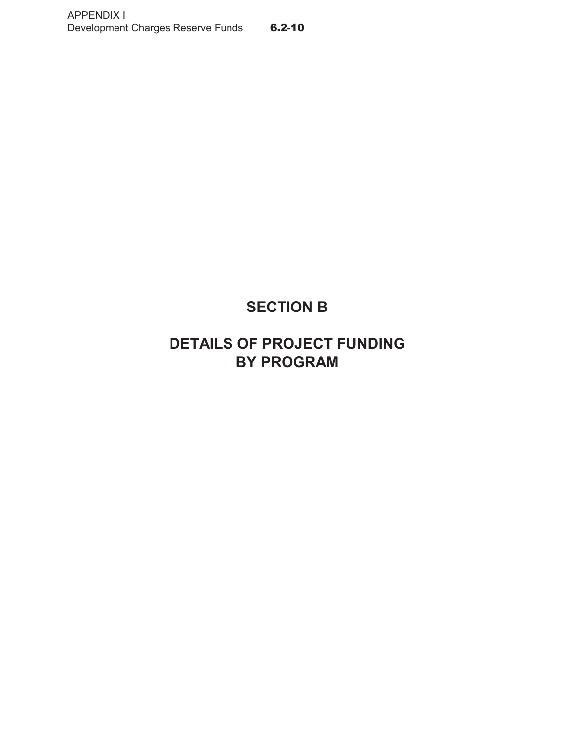# SECTION B

# DETAILS OF PROJECT FUNDING BY PROGRAM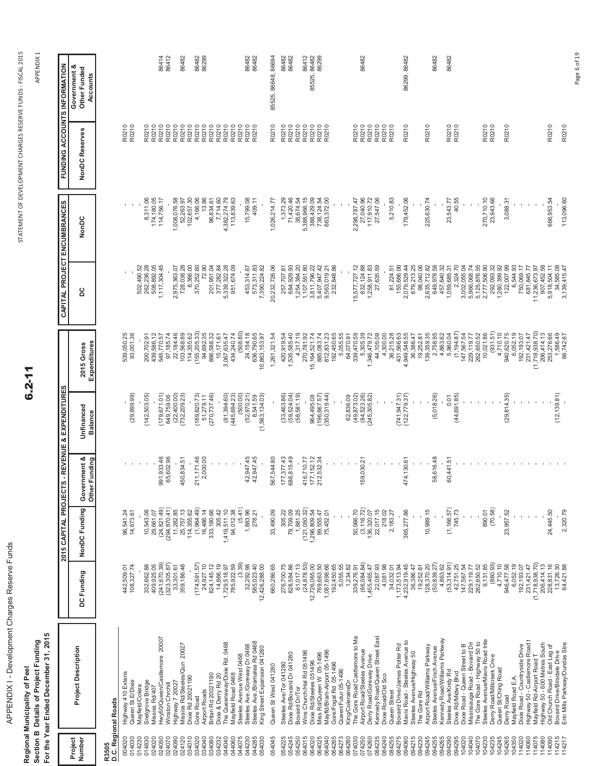APPENDIX I - Development Charges Reserve Funds

6.2-11

STATEMENT OF DEVELOPMENT CHARGES RESERVE FUNDS - FISCAL 2015

APPENDIX 1

**Regional Municipality of Peel**
**Section B Details of Project Funding**
**For the Year Ended December 31, 2015**

**R3505**
**D.C. Regional Roads**

| Project Number | Project Description | 2015 CAPITAL PROJECTS - REVENUE & EXPENDITURES | | | | | CAPITAL PROJECT ENCUMBRANCES | | FUNDING ACCOUNTS INFORMATION | |
|---|---|---|---|---|---|---|---|---|---|---|
| | | DC Funding | NonDC Funding | Government & Other Funding | Unfinanced Balance | 2015 Gross Expenditures | DC | NonDC | NonDC Reserves | Government & Other Funded Accounts |
| 004020 | Highway 410 Extens | 442,509.01 | 96,541.24 | - | - | 539,050.25 | - | - | R0210 | |
| 014030 | Queen St.E/Dixie | 108,327.74 | 14,673.61 | - | (29,999.99) | 93,001.36 | - | - | R0210 | |
| 014230 | Mayfield/Colera | | | - | - | - | 502,490.52 | - | | |
| 014830 | Snelgrove Bridge | 332,662.88 | 10,543.08 | - | (142,503.05) | 200,702.91 | 262,236.28 | 8,311.06 | R0210 | |
| 024020 | Mississ Rd/407 | 409,925.05 | 29,661.07 | - | - | 439,586.12 | 508,892.05 | 174,180.05 | R0210 | |
| 024050 | Hwy50/Queen/Castlemore 20007 | (241,670.39) | (24,821.49) | 991,933.46 | (179,671.01) | 545,770.57 | 1,117,304.45 | 114,756.17 | R0210 | 86414 |
| 024070 | Winston Chrchll | (323,305.87) | (294,870.41) | 65,602.96 | 649,759.06 | 97,185.74 | | | R0210 | 86412 |
| 024090 | Highway 7 20027 | 33,301.61 | 11,282.85 | - | (22,400.00) | 22,184.46 | 2,975,363.07 | 1,008,076.58 | R0210 | |
| 024120 | Mississ Rd/Steeles/Qun 20027 | 359,186.48 | 25,757.13 | 450,834.51 | (732,209.23) | 103,568.89 | 728,038.28 | 52,263.97 | R0210 | 86482 |
| 034010 | Dixie Rd 20021190 | - | 114,355.62 | - | - | 114,355.62 | 8,366.00 | 102,657.30 | R0210 | |
| 034020 | Gore Road | (174,591.57) | (1,964.49) | 211,171.46 | (189,820.73) | (155,205.33) | 370,252.60 | 4,166.06 | R0210 | 86482 |
| 034040 | Airport Roads | 24,927.10 | 16,486.14 | 2,000.00 | 51,279.11 | 94,692.35 | 72.90 | 13.86 | R0210 | 86299 |
| 034080 | Britan Rd 20021190 | 824,145.12 | 333,180.66 | - | (270,737.46) | 886,588.32 | 201,951.04 | 96,834.61 | R0210 | |
| 034232 | Dixie & Derry Rd 20 | 14,866.19 | 305.42 | - | - | 15,171.61 | 377,282.84 | 7,714.60 | R0210 | |
| 044040 | The Queensway/Dixie Rd. 0468 | 1,729,518.97 | 1,419,511.10 | - | (81,394.60) | 3,067,635.47 | 5,339,322.28 | 4,382,274.79 | R0210 | |
| 044060 | Mayfield Road 0468 | 785,922.59 | 94,012.38 | - | (445,694.23) | 434,240.74 | 951,674.09 | 113,839.63 | R0210 | |
| 044075 | Steeles Avenue West 0468 | (3.39) | (5.41) | - | (500.00) | (508.80) | | | R0210 | |
| 044230 | Steeles Ave./Goreway Dr.0468 | 32,292.98 | 1,883.96 | 42,947.45 | (52,970.21) | 24,154.18 | 453,314.67 | 15,799.08 | R0210 | 86482 |
| 044285 | Steeles Ave./Bramalea Rd 0468 | 585,023.40 | 278.21 | 42,947.45 | 8,541.59 | 636,790.65 | 573,311.83 | 409.11 | R0210 | 86482 |
| 054030 | King Street Expansion 041280 | 12,426,288.00 | - | - | (1,563,134.03) | 10,863,153.97 | 7,390,224.82 | - | | |
| 054045 | Queen St West 041280 | 660,286.65 | 33,490.09 | 567,544.80 | - | 1,261,321.54 | 20,232,726.06 | 1,026,214.77 | R0210 | 85525, 86648, 86694 |
| 054225 | Steeles Ave/Tor 041280 | 276,700.75 | 305.22 | 177,377.43 | (33,463.86) | 420,919.54 | 257,707.81 | 1,373.29 | R0210 | 86482 |
| 054245 | Dixie Rd/Bovaird Dr 041280 | 828,584.86 | 79,709.09 | 686,815.49 | (59,524.04) | 1,535,585.40 | 684,929.93 | 71,420.46 | R0210 | 86482 |
| 054250 | Bovaird Dr/Tor | 61,017.13 | 1,881.25 | - | (58,581.19) | 4,317.19 | 1,254,384.20 | 38,674.54 | R0210 | |
| 064015 | Wins Church/Hal Rd 051496 | (24,878.53) | (121,050.32) | 416,710.77 | - | 270,781.92 | 1,107,551.80 | 5,388,966.15 | R0210 | 86412 |
| 064020 | Dixie Rd/Steeles 051496 | 12,726,065.00 | 1,296,809.54 | 177,152.12 | 964,495.08 | 15,164,521.74 | 3,811,796.22 | 388,429.09 | R0210 | 85525, 86482 |
| 064025 | Miss Rd/Queen W 05-1496 | 769,663.50 | 99,555.47 | 212,532.34 | (196,667.57) | 885,083.74 | 5,407,947.42 | 738,124.54 | R0210 | 86299 |
| 064040 | Mayfld/Bram-Airport 05-1496 | 1,087,698.66 | 75,452.01 | - | (350,319.44) | 812,831.23 | 9,563,019.21 | 663,372.00 | R0210 | |
| 064265 | Gore/Fogal Rd 05-1496 | 192,450.65 | - | - | - | 192,450.65 | 232,848.86 | | | |
| 064273 | Queen/Futur 05-1496 | 5,055.55 | - | - | - | 5,055.55 | | | | |
| 064280 | King/ColeraineDr | 1,234.82 | - | - | 62,836.09 | 64,070.91 | | | | |
| 074030 | The Gore Road Castlemore to Ma | 339,276.91 | 50,066.70 | - | (49,873.02) | 339,470.59 | 15,577,727.12 | 2,298,787.47 | R0210 | |
| 074250 | Airport Road/Steeles Avenue | (66,084.84) | (3,116.72) | 159,030.21 | (84,523.26) | 5,305.39 | 832,124.88 | 27,040.96 | R0210 | 86482 |
| 074260 | Derry Road/Goreway Drive | 1,455,465.47 | 136,320.07 | - | (245,305.82) | 1,346,479.72 | 1,258,911.83 | 117,910.72 | R0210 | |
| 084235 | Kennedy Road/Queen Street East | 22,087.93 | 22,017.15 | - | - | 44,105.08 | 27,635.59 | 27,547.06 | R0210 | |
| 084240 | Dixie Road/Old Sco | 4,081.98 | 218.02 | - | - | 4,300.00 | | | R0210 | |
| 084255 | Queen Street | 34,032.01 | 2,183.27 | - | - | 36,215.28 | 81,224.51 | 5,210.83 | | |
| 084275 | Bovaird Drive/James Potter Rd | 1,173,513.94 | - | - | (741,947.31) | 431,566.63 | 155,686.06 | | | |
| 094060 | Mavis Road - Steeles Avenue to | 4,232,919.45 | 365,277.86 | 474,130.61 | (122,779.37) | 4,949,548.55 | 2,079,529.44 | 179,452.06 | R0210 | 86299, 86482 |
| 094215 | Steeles Avenue/Highway 50 | 36,386.47 | - | - | - | 36,386.47 | 679,213.25 | | | |
| 094230 | The Gore Rd | 19,252.81 | - | - | - | 19,252.81 | 98,040.06 | | | |
| 094245 | Airport Road/Williams Parkway | 128,370.20 | 10,989.15 | - | - | 139,359.35 | 2,635,712.82 | 225,630.74 | R0210 | |
| 094255 | Steeles Avenue/Finch Avenue | (50,839.27) | - | 58,616.48 | (5,018.26) | 2,758.95 | 649,978.58 | | | 86482 |
| 094265 | Kennedy Road/Williams Parkway | 4,863.62 | - | - | - | 4,863.62 | 457,640.32 | | | |
| 094290 | Steeles Ave/Kndy Rd | (53,314.91) | (1,166.57) | 60,441.51 | 0.01 | 5,960.04 | 1,059,685.31 | 23,543.77 | R0210 | 86482 |
| 094295 | Dixie Rd/Mdwy Blvd | 42,751.25 | 745.73 | - | (44,691.85) | (1,194.87) | 2,324.70 | 40.55 | R0210 | |
| 104020 | Dixie Road - Queen Street to B | 147,567.54 | - | - | - | 147,567.54 | 3,002,055.04 | | | |
| 104040 | Mississauga Road - Bovaird Dri | 229,119.77 | - | - | - | 229,119.77 | 5,966,068.74 | | | |
| 104070 | The Gore Road - Highway 50 to | 262,650.52 | - | - | - | 262,650.52 | 5,125,876.55 | | | |
| 104230 | Steeles Avenue/Mavis Road Inte | 9,131.85 | 890.01 | - | - | 10,021.86 | 2,777,506.90 | 270,710.10 | R0210 | |
| 104235 | Derry Road/Millcreek Crive | (860.93) | (70.58) | - | - | (931.51) | 292,093.32 | 23,943.66 | R0210 | |
| 104245 | Queen St/Ching Road | 4,710.10 | - | - | - | 4,710.10 | 1,280,399.92 | | | |
| 104265 | Derry Road | 946,477.58 | 23,957.52 | - | (29,814.35) | 940,620.75 | 122,007.99 | 3,088.31 | R0210 | |
| 104350 | Mayfield Road E.A. | 6,052.19 | - | - | - | 6,052.19 | 6,544.93 | | | |
| 114020 | Dixie Road - Countryside Drive | 192,193.07 | - | - | - | 192,193.07 | 750,069.17 | | | |
| 114060 | Highway 50 - Castlemore Road t | 231,421.47 | - | - | - | 231,421.47 | 681,845.77 | | | |
| 114075 | Mayfield Rd-Airport Road T | (1,718,938.70) | - | - | - | (1,718,938.70) | 11,236,673.97 | | | |
| 114080 | Highway 50 - 600 Metres South | 206,414.13 | - | - | - | 206,414.13 | 907,452.58 | | | |
| 114090 | Old Church Road - East Leg of | 228,831.16 | 24,445.50 | - | - | 253,276.66 | 5,918,504.11 | 666,953.54 | R0210 | |
| 114215 | Bovaird Drive/Brisdale Drive | 13,726.30 | - | - | (12,139.81) | 1,586.49 | 34,585.08 | | | |
| 114217 | Erin Mills Parkway/Dundas Stre | 64,421.88 | 2,320.79 | - | - | 66,742.67 | 3,139,415.47 | 113,096.60 | R0210 | |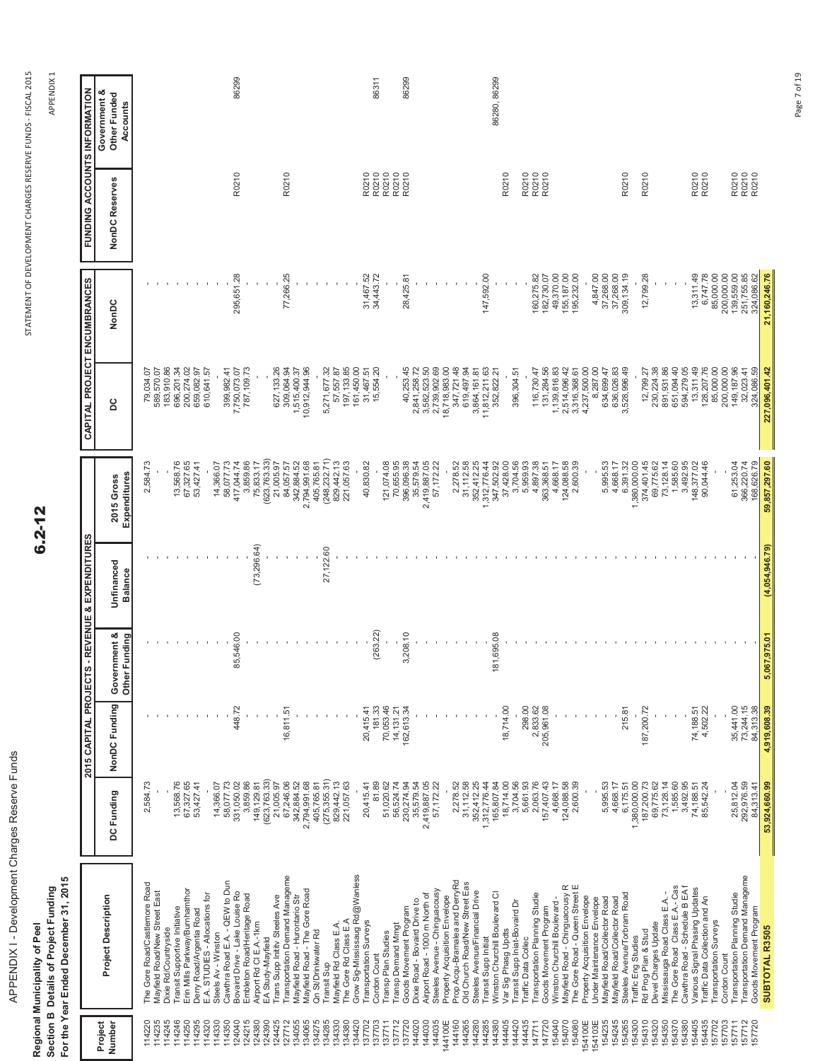# APPENDIX I - Development Charges Reserve Funds

STATEMENT OF DEVELOPMENT CHARGES RESERVE FUNDS - FISCAL 2015

APPENDIX 1

**Regional Municipality of Peel**
**Section B Details of Project Funding**
**For the Year Ended December 31, 2015**

**6.2-12**

| Project Number | Project Description | 2015 CAPITAL PROJECTS - REVENUE & EXPENDITURES | | | | | CAPITAL PROJECT ENCUMBRANCES | | FUNDING ACCOUNTS INFORMATION | |
|---|---|---|---|---|---|---|---|---|---|---|
| | | DC Funding | NonDC Funding | Government & Other Funding | Unfinanced Balance | 2015 Gross Expenditures | DC | NonDC | NonDC Reserves | Government & Other Funded Accounts |
| 114220 | The Gore Road/Castlemore Road | 2,584.73 | - | - | - | 2,584.73 | 79,034.07 | - | | |
| 114235 | Mayfield Road/New Street East | - | - | - | - | - | 589,570.07 | - | | |
| 114245 | Dixie Rd/Countryside | - | - | - | - | - | 183,910.86 | - | | |
| 114246 | Transit Supportive Initiative | 13,568.76 | - | - | - | 13,568.76 | 696,201.34 | - | | |
| 114250 | Erin Mills Parkway/Burnhamthor | 67,327.65 | - | - | - | 67,327.65 | 200,274.02 | - | | |
| 114295 | Derry Road/Argentia Road | 53,427.41 | - | - | - | 53,427.41 | 659,082.97 | - | | |
| 114320 | E.A. STUDIES - Allocations for | - | - | - | - | - | 610,641.57 | - | | |
| 114330 | Steels Av - Winston | 14,366.07 | - | - | - | 14,366.07 | - | - | | |
| 114350 | Cawthra Road E.A. - QEW to Dun | 58,077.73 | - | - | - | 58,077.73 | 399,982.41 | - | | |
| 124040 | Bovaird Drive - Lake Louise Ro | 331,050.02 | 448.72 | 85,546.00 | - | 417,044.74 | 7,750,073.07 | 295,651.28 | R0210 | 86299 |
| 124215 | Embleton Road/Heritage Road | 3,859.86 | - | - | - | 3,859.86 | 787,109.73 | - | | |
| 124380 | Airport Rd Cl E.A.-1km | 149,129.81 | - | - | (73,296.64) | 75,833.17 | - | - | | |
| 124390 | EA Study-Mayfield | (623,763.33) | - | - | - | (623,763.33) | - | - | | |
| 124425 | Trans Supp Initiv Steeles Ave | 21,005.97 | - | - | - | 21,005.97 | 627,133.26 | - | | |
| 127712 | Transportation Demand Manageme | 67,246.06 | 16,811.51 | - | - | 84,057.57 | 309,064.94 | 77,266.25 | R0210 | |
| 134055 | Mayfield Road - Hurontario Str | 342,884.52 | - | - | - | 342,884.52 | 1,515,400.37 | - | | |
| 134065 | Mayfield Road - The Gore Road | 2,794,991.68 | - | - | - | 2,794,991.68 | 10,912,944.96 | - | | |
| 134275 | Qn St/Drinkwater Rd | 405,765.81 | - | - | - | 405,765.81 | - | - | | |
| 134285 | Transit Sup | (275,355.31) | - | - | 27,122.60 | (248,232.71) | 5,271,677.32 | - | | |
| 134330 | Mayfield Rd Class E.A. | 829,442.13 | - | - | - | 829,442.13 | 57,557.87 | - | | |
| 134380 | The Gore Rd Class E.A. | 221,057.63 | - | - | - | 221,057.63 | 197,133.85 | - | | |
| 134420 | Grow Sig-Mississaug Rd@Wanless | - | - | - | - | - | 161,450.00 | - | | |
| 137702 | Transportation Surveys | 20,415.41 | 20,415.41 | - | - | 40,830.82 | 31,467.51 | 31,467.52 | R0210 | |
| 137703 | Cordon Count | 81.89 | 181.33 | (263.22) | - | - | 15,554.20 | 34,443.72 | R0210 | 86311 |
| 137711 | Transp Plan Studies | 51,020.62 | 70,053.46 | - | - | 121,074.08 | - | - | R0210 | |
| 137712 | Transp Demand Mngt | 56,524.74 | 14,131.21 | - | - | 70,655.95 | - | - | R0210 | |
| 137720 | Goods Movement Program | 230,274.94 | 162,613.34 | 3,208.10 | - | 396,096.38 | 40,253.45 | 28,425.81 | R0210 | 86299 |
| 144020 | Dixie Road - Bovaird Drive to | 35,579.54 | - | - | - | 35,579.54 | 2,841,258.72 | - | | |
| 144030 | Airport Road - 1000 m North of | 2,419,887.05 | - | - | - | 2,419,887.05 | 3,582,523.50 | - | | |
| 144035 | Steeles Avenue - Chinguacousy | 57,172.22 | - | - | - | 57,172.22 | 2,739,902.69 | - | | |
| 14410E | Property Acquisition Envelope | - | - | - | - | - | 18,718,983.00 | - | | |
| 144160 | Prop Acqu-Bramalea and DerryRd | 2,278.52 | - | - | - | 2,278.52 | 347,721.48 | - | | |
| 144265 | Old Church Road/New Street Eas | 31,112.58 | - | - | - | 31,112.58 | 619,497.94 | - | | |
| 144280 | Steeles Avenue/Financial Drive | 352,412.25 | - | - | - | 352,412.25 | 3,864,161.81 | - | | |
| 144285 | Transit Supp Initiat | 1,312,776.44 | - | - | - | 1,312,776.44 | 11,812,211.63 | 147,592.00 | | |
| 144380 | Winston Churchill Boulevard Cl | 165,807.84 | - | 181,695.08 | - | 347,502.92 | 352,822.21 | - | | 86280, 86299 |
| 144405 | Var Sig Phasg Updts | 18,714.00 | 18,714.00 | - | - | 37,428.00 | - | - | R0210 | |
| 144420 | Transit Supp Inlat-Bovaird Dr | 3,704.56 | - | - | - | 3,704.56 | 396,304.51 | - | | |
| 144435 | Traffic Data Collec | 5,661.93 | 298.00 | - | - | 5,959.93 | - | - | R0210 | |
| 147711 | Transportation Planning Studie | 2,063.76 | 2,833.62 | - | - | 4,897.38 | 116,730.47 | 160,275.82 | R0210 | |
| 147720 | Goods Movement Program | 157,407.43 | 205,961.08 | - | - | 363,368.51 | 131,284.56 | 182,730.07 | R0210 | |
| 154040 | Winston Churchill Boulevard - | 4,668.17 | - | - | - | 4,668.17 | 1,139,816.83 | 49,370.00 | | |
| 154070 | Mayfield Road - Chinguacousy R | 124,088.58 | - | - | - | 124,088.58 | 2,514,096.42 | 155,187.00 | | |
| 154080 | The Gore Road - Queen Street E | 2,600.39 | - | - | - | 2,600.39 | 3,316,368.61 | 195,232.00 | | |
| 15410E | Property Acquisition Envelope | - | - | - | - | - | 4,237,500.00 | - | | |
| 15413E | Under Maintenance Envelope | - | - | - | - | - | 8,287.00 | 4,847.00 | | |
| 154235 | Mayfield Road/Collector Road | 5,995.53 | - | - | - | 5,995.53 | 634,699.47 | 37,268.00 | | |
| 154245 | Mayfield Road/Collector Road | 4,668.17 | - | - | - | 4,668.17 | 636,026.83 | 37,268.00 | | |
| 154265 | Steeles Avenue/Torbram Road | 6,175.51 | 215.81 | - | - | 6,391.32 | 3,528,996.49 | 309,134.19 | R0210 | |
| 154300 | Traffic Eng Studies | 1,380,000.00 | - | - | - | 1,380,000.00 | - | - | | |
| 154310 | Rd Prog Plan & Stud | 187,200.73 | 187,200.72 | - | - | 374,401.45 | 12,799.27 | 12,799.28 | R0210 | |
| 154320 | Devel Charges Update | 69,775.62 | - | - | - | 69,775.62 | 230,224.38 | - | | |
| 154350 | Mississauga Road Class E.A. - | 73,128.14 | - | - | - | 73,128.14 | 891,931.86 | - | | |
| 154370 | The Gore Road Class E.A.- Cas | 1,585.60 | - | - | - | 1,585.60 | 651,094.40 | - | | |
| 154380 | Cawthra Road - Schedule B EA f | 3,492.95 | - | - | - | 3,492.95 | 594,279.05 | - | | |
| 154405 | Various Signal Phasing Updates | 74,188.51 | 74,188.51 | - | - | 148,377.02 | 13,311.49 | 13,311.49 | R0210 | |
| 154435 | Traffic Data Collection and An | 85,542.24 | 4,502.22 | - | - | 90,044.46 | 128,207.76 | 6,747.78 | R0210 | |
| 157702 | Transportation Surveys | - | - | - | - | - | 85,000.00 | 85,000.00 | | |
| 157703 | Cordon Count | - | - | - | - | - | 200,000.00 | 200,000.00 | | |
| 157711 | Transportation Planning Studie | 25,812.04 | 35,441.00 | - | - | 61,253.04 | 149,187.96 | 139,559.00 | R0210 | |
| 157712 | Transportation Demand Manageme | 292,976.59 | 73,244.15 | - | - | 366,220.74 | 32,023.41 | 251,755.85 | R0210 | |
| 157720 | Goods Movement Program | 84,313.41 | 84,313.38 | - | - | 168,626.79 | 324,086.59 | 324,086.62 | R0210 | |
| **SUBTOTAL R3505** | | **53,924,660.99** | **4,919,608.39** | **5,067,975.01** | **(4,054,946.79)** | **59,857,297.60** | **227,096,401.42** | **21,160,246.76** | | |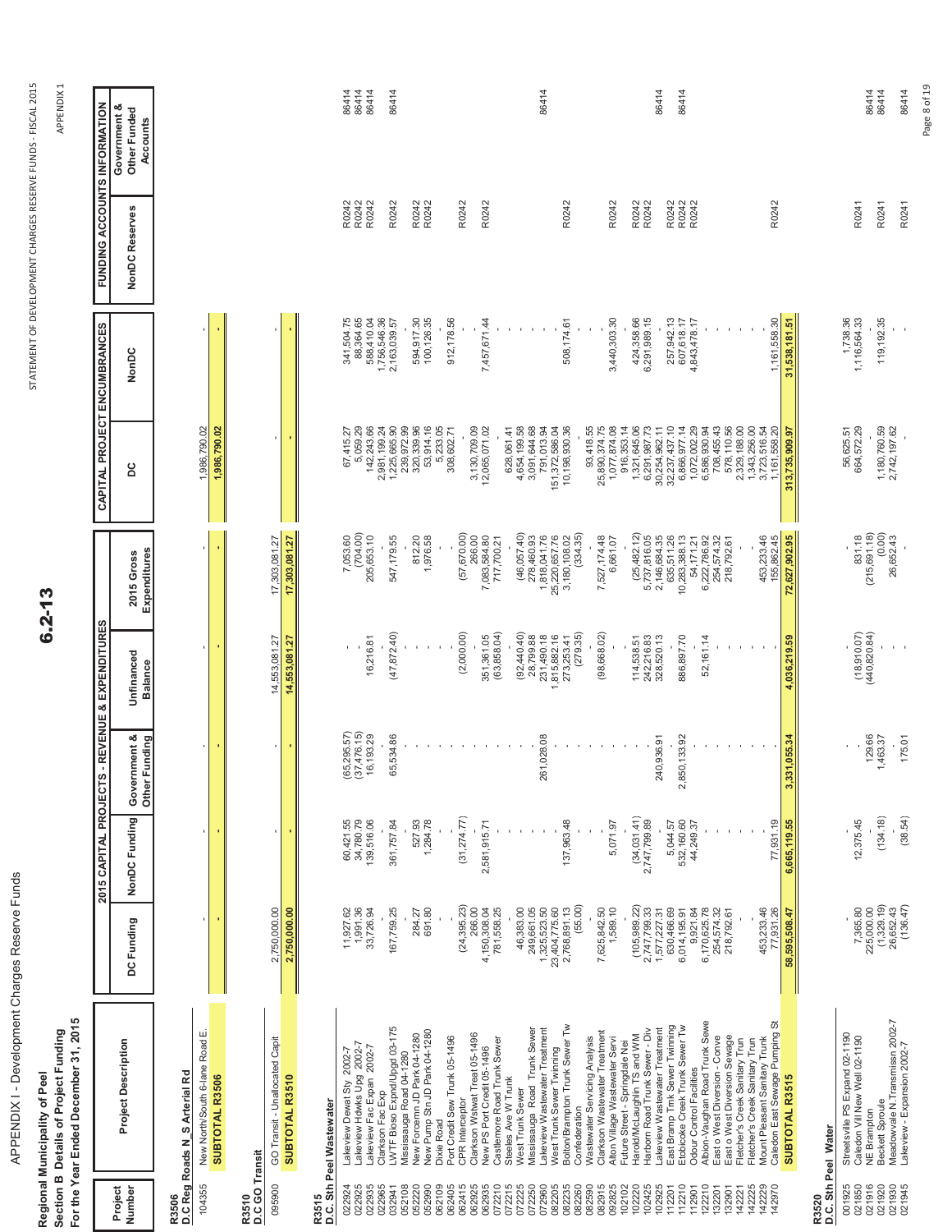APPENDIX I - Development Charges Reserve Funds

STATEMENT OF DEVELOPMENT CHARGES RESERVE FUNDS - FISCAL 2015

APPENDIX 1

**Regional Municipality of Peel**
**Section B Details of Project Funding**
**For the Year Ended December 31, 2015**

| Project Number | Project Description | 2015 CAPITAL PROJECTS - REVENUE & EXPENDITURES | | | | | CAPITAL PROJECT ENCUMBRANCES | | FUNDING ACCOUNTS INFORMATION | |
|---|---|---|---|---|---|---|---|---|---|---|
| | | DC Funding | NonDC Funding | Government & Other Funding | Unfinanced Balance | 2015 Gross Expenditures | DC | NonDC | NonDC Reserves | Government & Other Funded Accounts |
| **R3506** | **D.C Reg Roads N_S Arterial Rd** | | | | | | | | | |
| 104355 | New North/South 6-lane Road E. | - | - | - | - | - | 1,986,790.02 | - | | |
| | **SUBTOTAL R3506** | **-** | **-** | **-** | **-** | **-** | **1,986,790.02** | **-** | | |
| **R3510** | **D.C GO Transit** | | | | | | | | | |
| 095900 | GO Transit - Unallocated Capit | 2,750,000.00 | - | - | 14,553,081.27 | 17,303,081.27 | - | - | | |
| | **SUBTOTAL R3510** | **2,750,000.00** | **-** | **-** | **14,553,081.27** | **17,303,081.27** | **-** | **-** | | |
| **R3515** | **D.C. Sth Peel Wastewater** | | | | | | | | | |
| 022924 | Lakeview Dewat Sty 2002-7 | 11,927.62 | 60,421.55 | (65,295.57) | - | 7,053.60 | 67,415.27 | 341,504.75 | R0242 | 86414 |
| 022925 | Lakeview Hdwks Upg 2002-7 | 1,991.36 | 34,780.79 | (37,476.15) | - | (704.00) | 5,059.29 | 88,364.65 | R0242 | 86414 |
| 022935 | Lakeview Fac Expan 2002-7 | 33,726.94 | 139,516.06 | 16,193.29 | 16,216.81 | 205,653.10 | 142,243.66 | 588,410.04 | R0242 | 86414 |
| 022965 | Clarkson Fac Exp | - | - | - | - | - | 2,981,199.24 | 1,756,546.36 | | |
| 032941 | LWTF Bioso Expnd/Upgd 03-175 | 167,759.25 | 361,757.84 | 65,534.86 | (47,872.40) | 547,179.55 | 1,225,665.90 | 2,163,039.57 | R0242 | 86414 |
| 052108 | Mississauga Road 04-1280 | | | | | - | 239,972.99 | - | | |
| 052220 | New Forcemn JD Park 04-1280 | 284.27 | 527.93 | - | - | 812.20 | 320,339.96 | 594,917.30 | R0242 | |
| 052990 | New Pump Stn JD Park 04-1280 | 691.80 | 1,284.78 | - | - | 1,976.58 | 53,914.16 | 100,126.35 | R0242 | |
| 062109 | Dixie Road | | | | | - | 5,233.05 | - | | |
| 062405 | Port Credit Sew Trunk 05-1496 | | | | | - | 308,602.71 | 912,178.56 | R0242 | |
| 062415 | CPR Interceptor | (24,395.23) | (31,274.77) | - | (2,000.00) | (57,670.00) | - | - | | |
| 062925 | Clarkson Wstwat Treat 05-1496 | 266.00 | - | - | - | 266.00 | 3,130,709.09 | - | | |
| 062935 | New PS Port Credit 05-1496 | 4,150,308.04 | 2,581,915.71 | - | 351,361.05 | 7,083,584.80 | 12,065,071.02 | 7,457,671.44 | R0242 | |
| 072210 | Castlemore Road Trunk Sewer | 781,558.25 | - | - | (63,858.04) | 717,700.21 | - | - | | |
| 072215 | Steeles Ave W Trunk | | | | | - | 628,061.41 | - | | |
| 072225 | West Trunk Sewer | 46,383.00 | - | - | (92,440.40) | (46,057.40) | 4,654,199.58 | - | | |
| 072250 | Mississauga Road Trunk Sewer | 249,661.05 | - | - | 28,799.88 | 278,460.93 | 3,091,644.68 | - | | |
| 072960 | Lakeview Wastewater Treatment | 1,325,523.50 | - | 261,028.08 | 231,490.18 | 1,818,041.76 | 791,013.94 | - | | 86414 |
| 082205 | West Trunk Sewer Twinning | 23,404,775.60 | - | - | 1,815,882.16 | 25,220,657.76 | 151,372,586.04 | - | | |
| 082235 | Bolton/Brampton Trunk Sewer Tw | 2,768,891.13 | 137,963.48 | - | 273,253.41 | 3,180,108.02 | 10,198,930.36 | 508,174.61 | R0242 | |
| 082260 | Confederation | (55.00) | - | - | (279.35) | (334.35) | - | - | | |
| 082590 | Wastewater Servicing Analysis | | | | | - | 93,418.55 | - | | |
| 082915 | Clarkson Wastewater Treatment | 7,625,842.50 | - | - | (98,668.02) | 7,527,174.48 | 25,890,374.75 | - | | |
| 092925 | Alton Village Wastewater Servi | 1,589.10 | 5,071.97 | - | - | 6,661.07 | 1,077,874.08 | 3,440,303.30 | R0242 | |
| 102102 | Future Street - Springdale Nei | | | | | - | 916,353.14 | - | | |
| 102220 | Harold/McLaughlin TS and WM | (105,989.22) | (34,031.41) | - | 114,538.51 | (25,482.12) | 1,321,645.06 | 424,358.66 | R0242 | |
| 102425 | Harborn Road Trunk Sewer - Div | 2,747,799.33 | 2,747,799.89 | - | 242,216.83 | 5,737,816.05 | 6,291,987.73 | 6,291,989.15 | R0242 | |
| 102925 | Lakeview Wastewater Treatment | 1,577,227.31 | - | 240,936.91 | 328,520.13 | 2,146,684.35 | 30,254,962.11 | - | | 86414 |
| 112201 | East Bramp Trnk Sewer Twinning | 630,466.69 | 5,044.57 | - | - | 635,511.26 | 32,237,437.10 | 257,942.13 | R0242 | |
| 112210 | Etobicoke Creek Trunk Sewer Tw | 6,014,195.91 | 532,160.60 | 2,850,133.92 | 886,897.70 | 10,283,388.13 | 6,866,977.14 | 607,618.17 | R0242 | 86414 |
| 112901 | Odour Control Facilities | 9,921.84 | 44,249.37 | - | - | 54,171.21 | 1,072,002.29 | 4,843,478.17 | R0242 | |
| 122210 | Albion-Vaughan Road Trunk Sewe | 6,170,625.78 | - | - | 52,161.14 | 6,222,786.92 | 6,586,930.94 | - | | |
| 132201 | East o West Diversion - Conve | 254,574.32 | - | - | - | 254,574.32 | 708,455.43 | - | | |
| 132901 | East o West Diversion Sewage | 218,792.61 | - | - | - | 218,792.61 | 578,110.56 | - | | |
| 142221 | Fletcher's Creek Sanitary Trun | - | - | - | - | - | 2,329,188.00 | - | | |
| 142225 | Fletcher's Creek Sanitary Trun | - | - | - | - | - | 1,343,256.00 | - | | |
| 142229 | Mount Pleasant Sanitary Trunk | 453,233.46 | - | - | - | 453,233.46 | 3,723,516.54 | - | | |
| 142970 | Caledon East Sewage Pumping St | 77,931.26 | 77,931.19 | - | - | 155,862.45 | 1,161,558.20 | 1,161,558.30 | R0242 | |
| | **SUBTOTAL R3515** | **58,595,508.47** | **6,665,119.55** | **3,331,055.34** | **4,036,219.59** | **72,627,902.95** | **313,735,909.97** | **31,538,181.51** | | |
| **R3520** | **D.C. Sth Peel Water** | | | | | | | | | |
| 001925 | Streetsville PS Expand 02-1190 | - | - | - | - | - | 56,625.51 | 1,738.36 | | |
| 021850 | Caledon Vill New Well 02-1190 | 7,365.80 | 12,375.45 | - | (18,910.07) | 831.18 | 664,572.29 | 1,116,564.33 | R0241 | |
| 021916 | NE Brampton | 225,000.00 | - | 129.66 | (440,820.84) | (215,691.18) | - | - | | 86414 |
| 021920 | Beckett Sproule | (1,329.19) | (134.18) | 1,463.37 | - | (0.00) | 1,180,760.59 | 119,192.35 | R0241 | 86414 |
| 021930 | Meadowvale N.Transmissn 2002-7 | 26,652.43 | - | - | - | 26,652.43 | 2,742,197.62 | - | | |
| 021945 | Lakeview - Expansion 2002-7 | (136.47) | (38.54) | 175.01 | - | - | - | - | R0241 | 86414 |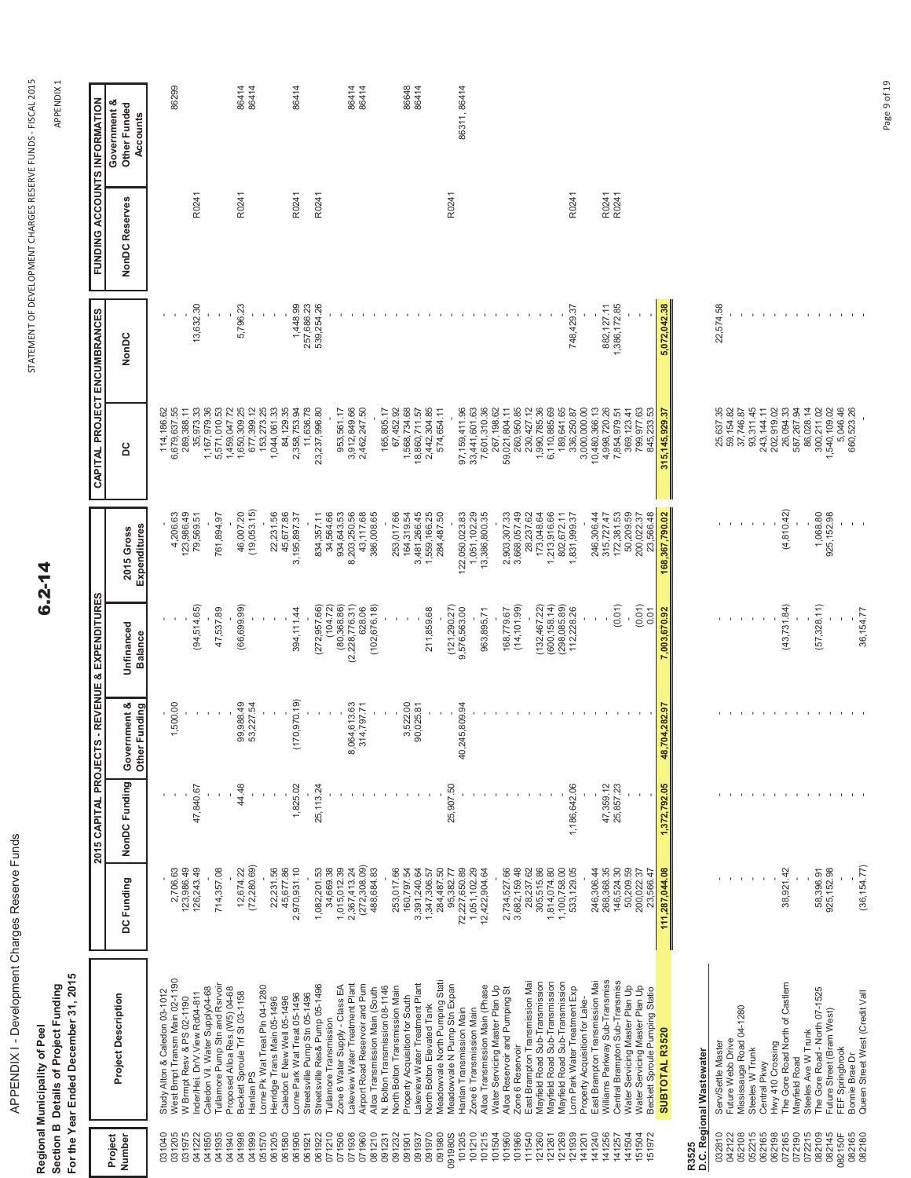# APPENDIX I - Development Charges Reserve Funds

STATEMENT OF DEVELOPMENT CHARGES RESERVE FUNDS - FISCAL 2015

APPENDIX 1

**6.2-14**

**Regional Municipality of Peel**
**Section B Details of Project Funding**
**For the Year Ended December 31, 2015**

| Project Number | Project Description | 2015 CAPITAL PROJECTS - REVENUE & EXPENDITURES | | | | | CAPITAL PROJECT ENCUMBRANCES | | FUNDING ACCOUNTS INFORMATION | |
|---|---|---|---|---|---|---|---|---|---|---|
| | | DC Funding | NonDC Funding | Government & Other Funding | Unfinanced Balance | 2015 Gross Expenditures | DC | NonDC | NonDC Reserves | Government & Other Funded Accounts |
| | Study Alton & Caledon 03-1012 | - | - | - | - | - | 114,186.62 | - | | |
| 031040 | West Brmpt Transm Main 02-1190 | 2,706.63 | - | 1,500.00 | - | 4,206.63 | 6,679,637.55 | - | | 86299 |
| 031975 | W Brmpt Resv & PS 02-1190 | 123,986.49 | - | - | - | 123,986.49 | 289,388.11 | - | | |
| 041222 | Inder/Hei: Dr/V.View Rd04-811 | 126,243.49 | 47,840.67 | - | (94,514.65) | 79,569.51 | 35,973.33 | 13,632.30 | R0241 | |
| 041850 | Caledon Vil. Water Supply04-68 | - | - | - | - | - | 1,167,979.36 | - | | |
| 041935 | Tullamore Pump Stn and Rsrvoir | 714,357.08 | - | - | 47,537.89 | 761,894.97 | 5,571,010.53 | - | | |
| 041940 | Proposed Alloa Res (W5) 04-68 | - | - | - | - | - | 1,459,047.72 | - | | |
| 041998 | Beckett Sproule Trf St 03-1158 | 12,674.22 | 44.48 | 99,988.49 | (66,699.99) | 46,007.20 | 1,650,309.25 | 5,796.23 | R0241 | 86414 |
| 041999 | Harlan PS | (72,280.69) | - | 53,227.54 | - | (19,053.15) | 677,399.12 | - | | 86414 |
| 051570 | Lorne Pk Wat Treat Pln 04-1280 | - | - | - | - | - | 153,273.25 | - | | |
| 061205 | Herridge Trans Main 05-1496 | 22,231.56 | - | - | - | 22,231.56 | 1,044,061.33 | - | | |
| 061580 | Caledon E New Well 05-1496 | 45,677.86 | - | - | - | 45,677.86 | 84,129.35 | - | | |
| 061906 | Lorne Park Wat Treat 05-1496 | 2,970,931.10 | 1,825.02 | (170,970.19) | 394,111.44 | 3,195,897.37 | 2,358,753.94 | 1,448.99 | R0241 | 86414 |
| 061921 | Streetsville Pump Stn 05-1496 | - | - | - | - | - | 11,636.78 | 257,686.23 | | |
| 061922 | Streetsville Res& Pump 05-1496 | 1,082,201.53 | 25,113.24 | - | (272,957.66) | 834,357.11 | 23,237,996.80 | 539,254.26 | R0241 | |
| 071210 | Tullamore Transmission | 34,669.38 | - | - | (104.72) | 34,564.66 | - | - | | |
| 071506 | Zone 6 Water Supply- Class EA | 1,015,012.39 | - | - | (80,368.86) | 934,643.53 | 953,561.17 | - | | |
| 071936 | Lakeview Water Treatment Plant | 2,367,413.24 | - | 8,064,613.63 | (2,228,776.31) | 8,203,250.56 | 3,912,849.66 | - | | 86414 |
| 071960 | Airport Road Reservoir and Pum | (272,308.09) | - | 314,797.71 | 628.06 | 43,117.68 | 2,462,247.50 | - | | 86414 |
| 081210 | Alloa Transmission Main (South | 488,684.83 | - | - | (102,676.18) | 386,008.65 | - | - | | |
| 091231 | N. Bolton Transmission 08-1146 | - | - | - | - | - | 165,805.17 | - | | |
| 091232 | North Bolton Transmission Main | 253,017.66 | - | - | - | 253,017.66 | 67,452.92 | - | | |
| 091901 | Property Acquisition for South | 160,797.54 | - | 3,522.00 | - | 164,319.54 | 1,568,734.68 | - | | 86648 |
| 091937 | Lakeview Water Treatment Plant | 3,391,240.64 | - | 90,025.81 | - | 3,481,266.45 | 18,860,711.57 | - | | 86414 |
| 091970 | North Bolton Elevated Tank | 1,347,306.57 | - | - | 211,859.68 | 1,559,166.25 | 2,442,304.85 | - | | |
| 091980 | Meadowvale North Pumping Stati | 284,487.50 | - | - | - | 284,487.50 | 574,654.11 | - | | |
| 091980S | Meadowvale N Pump Stn Expan | 95,382.77 | 25,907.50 | - | (121,290.27) | - | - | - | R0241 | |
| 101205 | Hanlan Transmission Main | 72,227,650.89 | - | 40,245,809.94 | 9,576,563.00 | 122,050,023.83 | 97,159,411.96 | - | | 86311, 86414 |
| 101210 | Zone 6 Transmission Main | 1,051,102.29 | - | - | - | 1,051,102.29 | 33,441,601.63 | - | | |
| 101215 | Alloa Transmission Main (Phase | 12,422,904.64 | - | - | 963,895.71 | 13,386,800.35 | 7,601,310.36 | - | | |
| 101504 | Water Servicing Master Plan Up | - | - | - | - | - | 267,198.62 | - | | |
| 101960 | Alloa Reservoir and Pumping St | 2,734,527.66 | - | - | 168,779.67 | 2,903,307.33 | 59,021,804.11 | - | | |
| 101966 | Zone 6 Reservoir | 3,682,159.48 | - | - | (14,101.99) | 3,668,057.49 | 260,950.85 | - | | |
| 111540 | East Brampton Transmission Mai | 28,237.62 | - | - | - | 28,237.62 | 230,427.12 | - | | |
| 121260 | Mayfield Road Sub-Transmission | 305,515.86 | - | - | (132,467.22) | 173,048.64 | 1,990,785.36 | - | | |
| 121261 | Mayfield Road Sub-Transmission | 1,814,074.80 | - | - | (600,158.14) | 1,213,916.66 | 6,110,885.69 | - | | |
| 121269 | Mayfield Road Sub-Transmission | 1,100,758.00 | - | - | (298,085.89) | 802,672.11 | 189,641.65 | - | | |
| 121939 | Lorn Park Water Treatment Exp | 533,129.05 | 1,186,642.06 | - | 112,228.26 | 1,831,999.37 | 336,250.87 | 748,429.37 | R0241 | |
| 141201 | Property Acquisition for Lake- | - | - | - | - | - | 3,000,000.00 | - | | |
| 141240 | East Brampton Transmission Mai | 246,306.44 | - | - | - | 246,306.44 | 10,480,366.13 | - | | |
| 141256 | Williams Parkway Sub-Transmiss | 268,368.35 | 47,359.12 | - | - | 315,727.47 | 4,998,720.26 | 882,127.11 | R0241 | |
| 141257 | Central Brampton Sub-Transmiss | 146,524.30 | 25,857.23 | - | (0.01) | 172,381.53 | 7,854,979.51 | 1,386,172.85 | R0241 | |
| 141504 | Water Servicing Master Plan Up | 50,209.59 | - | - | - | 50,209.59 | 369,123.41 | - | | |
| 151504 | Water Servicing Master Plan Up | 200,022.37 | - | - | (0.01) | 200,022.37 | 799,977.63 | - | | |
| 151972 | Beckett Sproule Pumping Statio | 23,566.47 | - | - | 0.01 | 23,566.48 | 845,233.53 | - | | |
| | **SUBTOTAL R3520** | **111,287,044.08** | **1,372,792.05** | **48,704,282.97** | **7,003,670.92** | **168,367,790.02** | **315,145,929.37** | **5,072,042.38** | | |

**R3525**
**D.C. Regional Wastewater**

| Project Number | Project Description | DC Funding | NonDC Funding | Government & Other Funding | Unfinanced Balance | 2015 Gross Expenditures | DC | NonDC | NonDC Reserves | Government & Other Funded Accounts |
|---|---|---|---|---|---|---|---|---|---|---|
| 032810 | Serv/Settle Master | - | - | - | - | - | 25,637.35 | 22,574.58 | | |
| 042122 | Future Webb Drive | - | - | - | - | - | 59,154.82 | - | | |
| 052108 | Mississauga Road 04-1280 | - | - | - | - | - | 37,746.87 | - | | |
| 052215 | Steeles W Trunk | - | - | - | - | - | 93,311.45 | - | | |
| 062165 | Central Pkwy | - | - | - | - | - | 243,144.11 | - | | |
| 062198 | Hwy 410 Crossing | - | - | - | - | - | 202,919.02 | - | | |
| 072165 | The Gore Road North of Castlem | 38,921.42 | - | - | (43,731.84) | (4,810.42) | 26,094.33 | - | | |
| 072190 | Mayfield Road | - | - | - | - | - | 587,267.94 | - | | |
| 072215 | Steeles Ave W Trunk | - | - | - | - | - | 86,028.14 | - | | |
| 082109 | The Gore Road - North 07-1525 | 58,396.91 | - | - | (57,328.11) | 1,068.80 | 300,211.02 | - | | |
| 082145 | Future Street (Bram West) | 925,152.98 | - | - | - | 925,152.98 | 1,540,109.02 | - | | |
| 082150F | FEF Springbrook | - | - | - | - | - | 5,046.46 | - | | |
| 082165 | Bonnie Brae Dr | - | - | - | - | - | 660,523.26 | - | | |
| 082180 | Queen Street West (Credit Vall | (36,154.77) | - | - | 36,154.77 | - | - | - | | |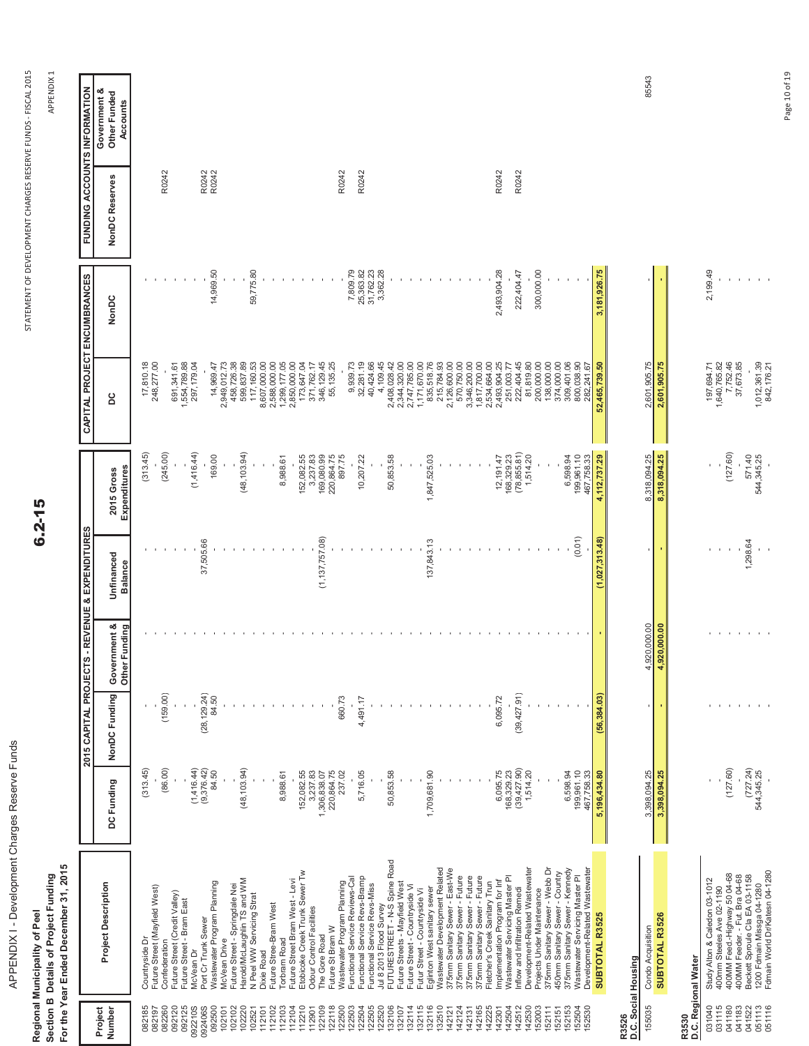# APPENDIX I - Development Charges Reserve Funds

STATEMENT OF DEVELOPMENT CHARGES RESERVE FUNDS - FISCAL 2015

APPENDIX 1

**Regional Municipality of Peel**
**Section B Details of Project Funding**
**For the Year Ended December 31, 2015**

**6.2-15**

| Project Number | Project Description | 2015 CAPITAL PROJECTS - REVENUE & EXPENDITURES | | | | | CAPITAL PROJECT ENCUMBRANCES | | FUNDING ACCOUNTS INFORMATION | |
|---|---|---|---|---|---|---|---|---|---|---|
| | | DC Funding | NonDC Funding | Government & Other Funding | Unfinanced Balance | 2015 Gross Expenditures | DC | NonDC | NonDC Reserves | Government & Other Funded Accounts |
| 082185 | Countryside Dr | (313.45) | - | - | - | (313.45) | 17,810.18 | - | | |
| 082197 | Future Street (Mayfield West) | - | - | - | - | - | 248,277.00 | - | | |
| 082260 | Confederation | (86.00) | (159.00) | - | - | (245.00) | - | - | R0242 | |
| 092120 | Future Street (Credit Valley) | - | - | - | - | - | 691,341.61 | - | | |
| 092125 | Future Street - Bram East | - | - | - | - | - | 1,554,789.88 | - | | |
| 092210S | McVean Dr | (1,416.44) | - | - | - | (1,416.44) | 297,179.04 | - | | |
| 092406S | Port Cr Trunk Sewer | (9,376.42) | (28,129.24) | - | 37,505.66 | - | - | - | R0242 | |
| 092500 | Wastewater Program Planning | 84.50 | 84.50 | - | - | 169.00 | 14,969.47 | 14,969.50 | R0242 | |
| 102101 | McVean Drive | - | - | - | - | - | 2,949,012.73 | - | | |
| 102102 | Future Street - Springdale Nei | - | - | - | - | - | 458,726.38 | - | | |
| 102220 | Harold/McLaughlin TS and WM | (48,103.94) | - | - | - | (48,103.94) | 599,837.89 | - | | |
| 102521 | N Peel WW Servicing Strat | - | - | - | - | - | 117,160.53 | 59,775.80 | | |
| 112101 | Dixie Road | - | - | - | - | - | 8,607,000.00 | - | | |
| 112102 | Future Stree-Bram West | - | - | - | - | - | 2,588,000.00 | - | | |
| 112103 | Torbram Road | 8,988.61 | - | - | - | 8,988.61 | 1,299,177.05 | - | | |
| 112104 | Future Street Bram West - Levi | - | - | - | - | - | 2,850,000.00 | - | | |
| 112210 | Etobicoke Creek Trunk Sewer Tw | 152,082.55 | - | - | - | 152,082.55 | 173,647.04 | - | | |
| 112901 | Odour Control Facilities | 3,237.83 | - | - | - | 3,237.83 | 371,762.17 | - | | |
| 122109 | The Gore Road | 1,306,838.07 | - | - | (1,137,757.08) | 169,080.99 | 346,129.45 | - | | |
| 122118 | Future St Bram W | 220,864.75 | - | - | - | 220,864.75 | 55,135.25 | - | | |
| 122500 | Wastewater Program Planning | 237.02 | 660.73 | - | - | 897.75 | - | - | R0242 | |
| 122503 | Functional Service Reviews-Cal | - | - | - | - | - | 9,939.73 | 7,809.79 | | |
| 122504 | Functional Service Revs-Bramp | 5,716.05 | 4,491.17 | - | - | 10,207.22 | 32,281.19 | 25,363.82 | R0242 | |
| 122505 | Functional Service Revs-Miss | - | - | - | - | - | 40,424.66 | 31,762.23 | | |
| 122520 | Jul 8 2013 Flood Survey | 50,853.58 | - | - | - | 50,853.58 | 4,109.45 | 3,362.28 | | |
| 132106 | FUTURESTREET - N-S Spine Road | - | - | - | - | - | 2,408,028.42 | - | | |
| 132107 | Future Streets - Mayfield West | - | - | - | - | - | 2,344,320.00 | - | | |
| 132114 | Future Street - Countryside Vi | - | - | - | - | - | 2,747,785.00 | - | | |
| 132115 | Futur Street - Countryside VI | - | - | - | - | - | 1,171,670.00 | - | | |
| 132116 | Eglinton West sanitary sewer | 1,709,681.90 | - | - | 137,843.13 | 1,847,525.03 | 835,518.76 | - | | |
| 132510 | Wastewater Development Related | - | - | - | - | - | 215,784.93 | - | | |
| 142121 | 375mm Sanitary Sewer - East-We | - | - | - | - | - | 2,126,600.00 | - | | |
| 142124 | 375mm Sanitary Sewer - Future | - | - | - | - | - | 570,750.00 | - | | |
| 142131 | 375mm Sanitary Sewer - Future | - | - | - | - | - | 3,346,200.00 | - | | |
| 142165 | 375mm Sanitary Sewer - Future | - | - | - | - | - | 1,817,700.00 | - | | |
| 142225 | Fletcher's Creek Sanitary Trun | - | - | - | - | - | 2,534,664.00 | - | | |
| 142301 | Implementation Program for Inf | 6,095.75 | 6,095.72 | - | - | 12,191.47 | 2,493,904.25 | 2,493,904.28 | R0242 | |
| 142504 | Wastewater Servicing Master Pl | 168,329.23 | - | - | - | 168,329.23 | 251,003.77 | - | | |
| 142512 | Inflow and Infiltration Remedi | (39,427.90) | (39,427.91) | - | - | (78,855.81) | 222,404.45 | 222,404.47 | R0242 | |
| 142530 | Development-Related Wastewater | 1,514.20 | - | - | - | 1,514.20 | 81,819.80 | - | | |
| 152003 | Projects Under Maintenance | - | - | - | - | - | 200,000.00 | 300,000.00 | | |
| 152111 | 375mm Sanitary Sewer - Webb Dr | - | - | - | - | - | 138,000.00 | - | | |
| 152151 | 450mm Sanitary Sewer - Country | - | - | - | - | - | 374,000.00 | - | | |
| 152153 | 375mm Sanitary Sewer - Kennedy | 6,598.94 | - | - | - | 6,598.94 | 309,401.06 | - | | |
| 152504 | Wastewater Servicing Master Pl | 199,961.10 | - | - | (0.01) | 199,961.10 | 800,038.90 | - | | |
| 152530 | Development-Related Wastewater | 467,758.33 | - | - | - | 467,758.33 | 282,241.67 | - | | |
| | **SUBTOTAL R3525** | **5,196,434.80** | **(56,384.03)** | **-** | **(1,027,313.48)** | **4,112,737.29** | **52,465,739.50** | **3,181,926.75** | | |
| **R3526** | **D.C. Social Housing** | | | | | | | | | |
| 155035 | Condo Acquisition | 3,398,094.25 | - | 4,920,000.00 | - | 8,318,094.25 | 2,601,905.75 | - | | 85543 |
| | **SUBTOTAL R3526** | **3,398,094.25** | **-** | **4,920,000.00** | **-** | **8,318,094.25** | **2,601,905.75** | **-** | | |
| **R3530** | **D.C. Regional Water** | | | | | | | | | |
| 031040 | Study Alton & Caledon 03-1012 | - | - | - | - | - | 197,694.71 | 2,199.49 | | |
| 031115 | 400mm Steeles Ave 02-1190 | - | - | - | - | - | 1,640,765.82 | - | | |
| 041180 | 400MM Feed.-Highway 50 04-68 | (127.60) | - | - | - | (127.60) | 7,752.46 | - | | |
| 041183 | 400MM Feeder. - Fut. Bra 04-68 | - | - | - | - | - | 37,673.85 | - | | |
| 041522 | Beckett Sproule Cla EA 03-1158 | (727.24) | - | - | 1,298.64 | 571.40 | - | - | | |
| 051113 | 1200 Fdmain Missga 04-1280 | 544,345.25 | - | - | - | 544,345.25 | 1,012,361.39 | - | | |
| 051116 | Fdmain World DrKatesn 04-1280 | - | - | - | - | - | 842,176.21 | - | | |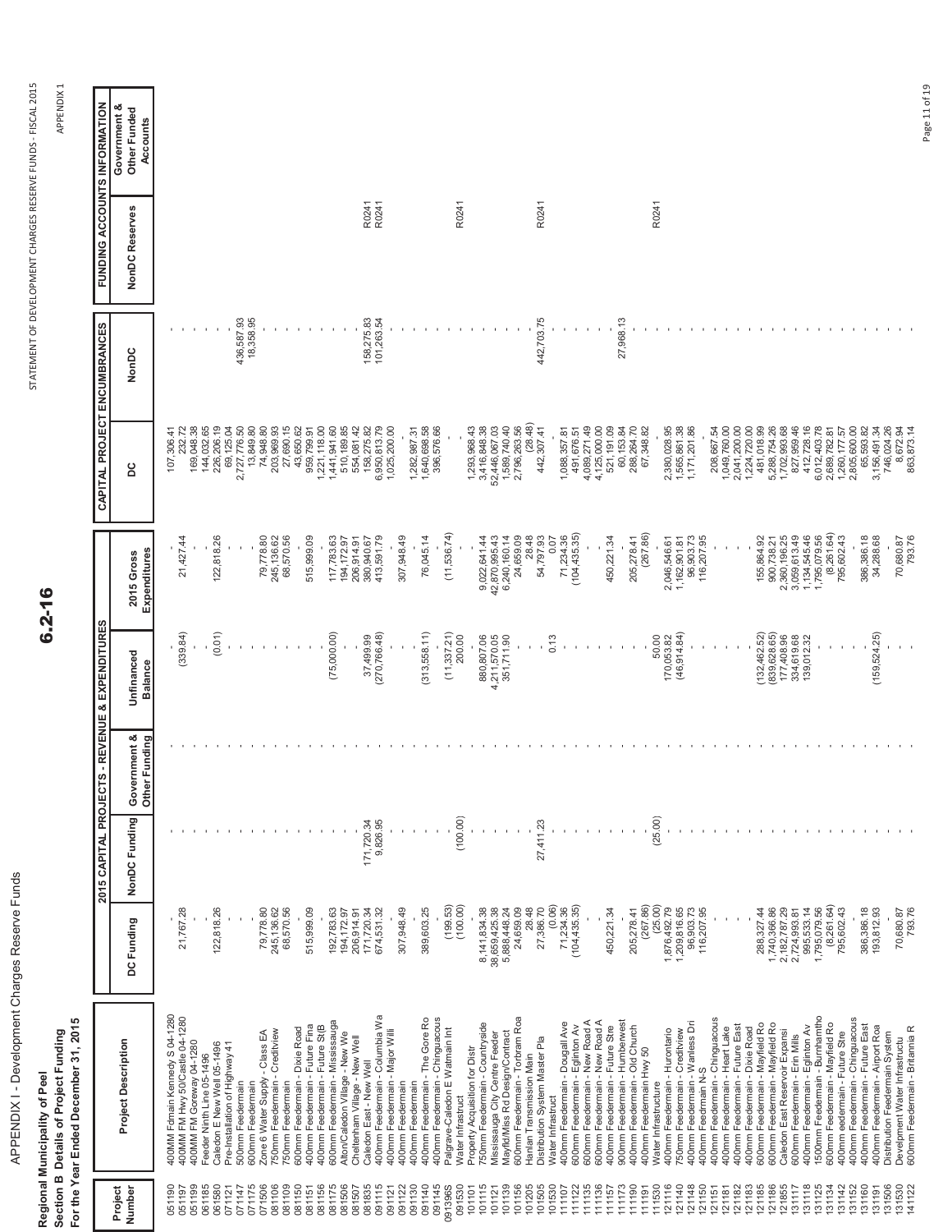# APPENDIX I - Development Charges Reserve Funds

**Regional Municipality of Peel**
**Section B Details of Project Funding**
**For the Year Ended December 31, 2015**

| Project Number | Project Description | 2015 CAPITAL PROJECTS - REVENUE & EXPENDITURES | | | | | CAPITAL PROJECT ENCUMBRANCES | | FUNDING ACCOUNTS INFORMATION | |
|---|---|---|---|---|---|---|---|---|---|---|
| | | DC Funding | NonDC Funding | Government & Other Funding | Unfinanced Balance | 2015 Gross Expenditures | DC | NonDC | NonDC Reserves | Government & Other Funded Accounts |
| 051190 | 400MM Fdmain Kennedy S 04-1280 | - | - | - | - | - | 107,306.41 | - | | |
| 051197 | 400MM FM Hwy 50/Castle 04-1280 | 21,767.28 | - | - | (339.84) | 21,427.44 | 232.72 | - | | |
| 051199 | 400MM FM Goreway 04-1280 | - | - | - | - | - | 169,048.38 | - | | |
| 061185 | Feeder Ninth Line 05-1496 | - | - | - | - | - | 144,032.65 | - | | |
| 061580 | Caledon E New Well 05-1496 | 122,818.26 | - | - | (0.01) | 122,818.26 | 226,206.19 | - | | |
| 071121 | Pre-Installation of Highway 41 | - | - | - | - | - | 69,125.04 | - | | |
| 071147 | 500mm Feedermain | - | - | - | - | - | 2,727,776.50 | 436,587.93 | | |
| 071175 | 600mm Feedermain | - | - | - | - | - | 13,849.80 | 18,358.95 | | |
| 071506 | Zone 6 Water Supply - Class EA | 79,778.80 | - | - | - | 79,778.80 | 74,948.80 | - | | |
| 081106 | 750mm Feedermain - Creditview | 245,136.62 | - | - | - | 245,136.62 | 203,969.93 | - | | |
| 081109 | 750mm Feedermain | 68,570.56 | - | - | - | 68,570.56 | 27,690.15 | - | | |
| 081150 | 600mm Feedermain - Dixie Road | 515,999.09 | - | - | - | 515,999.09 | 43,650.62 | - | | |
| 081151 | 400mm Feedermain - Future Fina | - | - | - | - | - | 959,799.91 | - | | |
| 081156 | 400mm Feedermain - Future St(B | - | - | - | - | - | 1,221,118.00 | - | | |
| 081175 | 600mm Feedermain - Mississauga | 192,783.63 | - | - | (75,000.00) | 117,783.63 | 1,441,941.60 | - | | |
| 081506 | Alton/Caledon Village - New We | 194,172.97 | - | - | - | 194,172.97 | 510,189.85 | - | | |
| 081507 | Cheltenham Village - New Well | 206,914.91 | - | - | - | 206,914.91 | 554,081.42 | - | | |
| 081835 | Caledon East - New Well | 171,720.34 | 171,720.34 | - | 37,499.99 | 380,940.67 | 158,275.82 | 158,275.83 | R0241 | |
| 091115 | 400mm Feedermain - Columbia Wa | 674,531.32 | 9,826.95 | - | (270,766.48) | 413,591.79 | 6,950,813.79 | 101,263.54 | R0241 | |
| 091121 | 400mm Feedermain - Major Willi | - | - | - | - | - | 1,025,200.00 | - | | |
| 091122 | 400mm Feedermain | 307,948.49 | - | - | - | 307,948.49 | - | - | | |
| 091130 | 400mm Feedermain | - | - | - | - | - | 1,282,987.31 | - | | |
| 091140 | 400mm Feedermain - The Gore Ro | 389,603.25 | - | - | (313,558.11) | 76,045.14 | 1,640,698.58 | - | | |
| 091145 | 400mm Feedermain - Chinguacous | - | - | - | - | - | 396,576.66 | - | | |
| 091396S | Palgrave-Caledon E Watmain Int | (199.53) | - | - | (11,337.21) | (11,536.74) | - | - | | |
| 091530 | Water Infrastruct | (100.00) | (100.00) | - | 200.00 | - | - | - | R0241 | |
| 101101 | Property Acquisition for Distr | - | - | - | - | - | 1,293,968.43 | - | | |
| 101115 | 750mm Feedermain - Countryside | 8,141,834.38 | - | - | 880,807.06 | 9,022,641.44 | 3,416,848.38 | - | | |
| 101121 | Mississauga City Centre Feeder | 38,659,425.38 | - | - | 4,211,570.05 | 42,870,995.43 | 52,446,067.03 | - | | |
| 101139 | Mayfld/Miss Rd Design/Contract | 5,888,448.24 | - | - | 351,711.90 | 6,240,160.14 | 1,589,740.40 | - | | |
| 101156 | 600mm Feedermain - Torbram Roa | 24,659.09 | - | - | - | 24,659.09 | 2,798,263.56 | - | | |
| 101205 | Hanlan Transmission Main | 28.48 | - | - | - | 28.48 | (28.48) | - | | |
| 101505 | Distribution System Master Pla | 27,386.70 | 27,411.23 | - | - | 54,797.93 | 442,307.41 | 442,703.75 | R0241 | |
| 101530 | Water Infrastruct | (0.06) | - | - | 0.13 | 0.07 | - | - | | |
| 111107 | 400mm Feedermain - Dougall Ave | 71,234.36 | - | - | - | 71,234.36 | 1,088,357.81 | - | | |
| 111122 | 600mm Feedermain - Eglinton Av | (104,435.35) | - | - | - | (104,435.35) | 491,676.51 | - | | |
| 111135 | 600mm Feedermain - New Road A | - | - | - | - | - | 4,089,271.49 | - | | |
| 111136 | 600mm Feedermain - New Road A | - | - | - | - | - | 4,125,000.00 | - | | |
| 111157 | 400mm Feedermain - Future Stre | 450,221.34 | - | - | - | 450,221.34 | 521,191.09 | - | | |
| 111173 | 900mm Feedermain - Humberwest | - | - | - | - | - | 60,153.84 | 27,968.13 | | |
| 111190 | 400mm Feedermain - Old Church | 205,278.41 | - | - | - | 205,278.41 | 288,264.70 | - | | |
| 111191 | 400mm Feedermain Hwy 50 | (267.86) | - | - | - | (267.86) | 67,348.82 | - | | |
| 111530 | Water Infrastructure | (25.00) | (25.00) | - | 50.00 | - | - | - | R0241 | |
| 121116 | 400mm Feedermain - Hurontario | 1,876,492.79 | - | - | 170,053.82 | 2,046,546.61 | 2,380,028.95 | - | | |
| 121140 | 750mm Feedermain - Creditview | 1,209,816.65 | - | - | (46,914.84) | 1,162,901.81 | 1,565,861.38 | - | | |
| 121148 | 400mm Feedermain - Wanless Dri | 96,903.73 | - | - | - | 96,903.73 | 1,171,201.86 | - | | |
| 121150 | 400mm Feedmain N-S | 116,207.95 | - | - | - | 116,207.95 | - | - | | |
| 121151 | 400mm Feedermain - Chinguacous | - | - | - | - | - | 208,667.54 | - | | |
| 121181 | 400mm Feedermain - Heart Lake | - | - | - | - | - | 1,049,760.00 | - | | |
| 121182 | 400mm Feedermain - Future East | - | - | - | - | - | 2,041,200.00 | - | | |
| 121183 | 400mm Feedermain - Dixie Road | - | - | - | - | - | 1,224,720.00 | - | | |
| 121185 | 600mm Feedermain - Mayfield Ro | 288,327.44 | - | - | (132,462.52) | 155,864.92 | 481,018.99 | - | | |
| 121186 | 600mm Feedermain - Mayfield Ro | 1,740,366.86 | - | - | (839,628.65) | 900,738.21 | 5,288,754.26 | - | | |
| 121855 | Caledon East Reservoir Expansi | 2,182,787.29 | - | - | 177,408.96 | 2,360,196.25 | 1,702,993.68 | - | | |
| 131117 | 600mm Feedermain - Erin Mills | 2,724,993.81 | - | - | 334,619.68 | 3,059,613.49 | 827,959.46 | - | | |
| 131118 | 400mm Feedermain - Eglinton Av | 995,533.14 | - | - | 139,012.32 | 1,134,545.46 | 412,728.16 | - | | |
| 131125 | 1500mm Feedermain - Burnhamtho | 1,795,079.56 | - | - | - | 1,795,079.56 | 6,012,403.78 | - | | |
| 131134 | 600mm Feedermain - Mayfield Ro | (8,261.64) | - | - | - | (8,261.64) | 2,689,782.81 | - | | |
| 131142 | 400mm eedermain - Future Stre | 795,602.43 | - | - | - | 795,602.43 | 1,260,177.57 | - | | |
| 131152 | 400mm Feedermain - Chinguacous | - | - | - | - | - | 2,805,600.00 | - | | |
| 131160 | 400mm Feedermain - Future East | 386,386.18 | - | - | - | 386,386.18 | 65,593.82 | - | | |
| 131191 | 400mm Feedermain - Airport Roa | 193,812.93 | - | - | (159,524.25) | 34,288.68 | 3,156,491.34 | - | | |
| 131506 | Distribution Feedermain System | - | - | - | - | - | 746,024.26 | - | | |
| 131530 | Develpment Water Infrastructu | 70,680.87 | - | - | - | 70,680.87 | 8,672.94 | - | | |
| 141122 | 600mm Feedermain - Britannia R | 793.76 | - | - | - | 793.76 | 863,873.14 | - | | |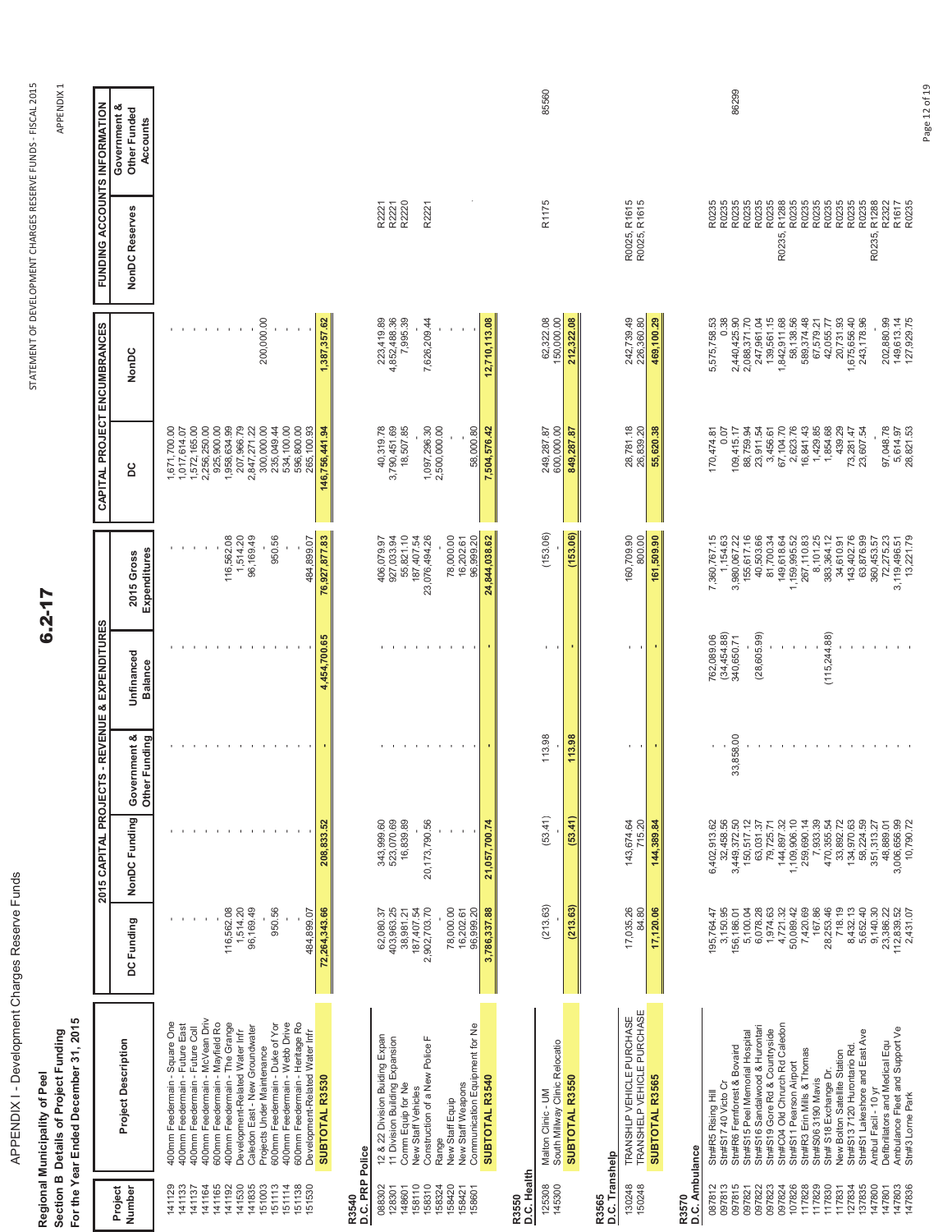# APPENDIX I - Development Charges Reserve Funds

**Regional Municipality of Peel**
**Section B Details of Project Funding**
**For the Year Ended December 31, 2015**

6.2-17

| Project Number | Project Description | 2015 CAPITAL PROJECTS - REVENUE & EXPENDITURES | | | | | CAPITAL PROJECT ENCUMBRANCES | | FUNDING ACCOUNTS INFORMATION | |
|---|---|---|---|---|---|---|---|---|---|---|
| | | DC Funding | NonDC Funding | Government & Other Funding | Unfinanced Balance | 2015 Gross Expenditures | DC | NonDC | NonDC Reserves | Government & Other Funded Accounts |
| 141129 | 400mm Feedermain - Square One | - | - | - | - | - | 1,671,700.00 | - | | |
| 141133 | 400mm Feedermain - Future East | - | - | - | - | - | 1,017,614.07 | - | | |
| 141137 | 400mm Feedermain - Future Coll | - | - | - | - | - | 1,572,165.00 | - | | |
| 141164 | 400mm Feedermain - McVean Driv | - | - | - | - | - | 2,256,250.00 | - | | |
| 141165 | 600mm Feedermain - Mayfield Ro | - | - | - | - | - | 925,900.00 | - | | |
| 141192 | 400mm Feedermain - The Grange | 116,562.08 | - | - | - | 116,562.08 | 1,958,634.99 | - | | |
| 141530 | Development-Related Water Infr | 1,514.20 | - | - | - | 1,514.20 | 207,966.79 | - | | |
| 141835 | Caledon East - New Groundwater | 96,169.49 | - | - | - | 96,169.49 | 2,847,271.22 | - | | |
| 151003 | Projects Under Maintenance | - | - | - | - | - | 300,000.00 | 200,000.00 | | |
| 151113 | 600mm Feedermain - Duke of Yor | 950.56 | - | - | - | 950.56 | 235,049.44 | - | | |
| 151114 | 400mm Feedermain - Webb Drive | - | - | - | - | - | 534,100.00 | - | | |
| 151138 | 600mm Feedermain - Heritage Ro | - | - | - | - | - | 596,800.00 | - | | |
| 151530 | Development-Related Water Infr | 484,899.07 | - | - | - | 484,899.07 | 265,100.93 | - | | |
| | **SUBTOTAL R3530** | **72,264,343.66** | **208,833.52** | **-** | **4,454,700.65** | **76,927,877.83** | **146,756,441.94** | **1,387,357.62** | | |
| **R3540** | **D.C. PRP Police** | | | | | | | | | |
| 088302 | 12 & 22 Division Buiding Expan | 62,080.37 | 343,999.60 | - | - | 406,079.97 | 40,319.78 | 223,419.89 | R2221 | |
| 128301 | 11 Division Building Expansion | 403,963.25 | 523,070.69 | - | - | 927,033.94 | 3,790,451.69 | 4,852,488.36 | R2221 | |
| 148601 | Comm Equip for Ne | 38,981.21 | 16,839.89 | - | - | 55,821.10 | 18,507.85 | 7,995.39 | R2220 | |
| 158110 | New Staff Vehicles | 187,407.54 | - | - | - | 187,407.54 | - | - | | |
| 158310 | Construction of a New Police F | 2,902,703.70 | 20,173,790.56 | - | - | 23,076,494.26 | 1,097,296.30 | 7,626,209.44 | R2221 | |
| 158324 | Range | - | - | - | - | - | 2,500,000.00 | - | | |
| 158420 | New Staff Equip | 78,000.00 | - | - | - | 78,000.00 | - | - | | |
| 158421 | New Staff Weapons | 16,202.61 | - | - | - | 16,202.61 | - | - | | |
| 158601 | Communication Equipment for Ne | 96,999.20 | - | - | - | 96,999.20 | 58,000.80 | - | | |
| | **SUBTOTAL R3540** | **3,786,337.88** | **21,057,700.74** | **-** | **-** | **24,844,038.62** | **7,504,576.42** | **12,710,113.08** | | |
| **R3550** | **D.C. Health** | | | | | | | | | |
| 125308 | Malton Clinic - UM | (213.63) | (53.41) | 113.98 | - | (153.06) | 249,287.87 | 62,322.08 | R1175 | 85560 |
| 145300 | South Millway Clinic Relocatio | - | - | - | - | - | 600,000.00 | 150,000.00 | | |
| | **SUBTOTAL R3550** | **(213.63)** | **(53.41)** | **113.98** | **-** | **(153.06)** | **849,287.87** | **212,322.08** | | |
| **R3565** | **D.C. Transhelp** | | | | | | | | | |
| 130248 | TRANSHELP VEHICLE PURCHASE | 17,035.26 | 143,674.64 | - | - | 160,709.90 | 28,781.18 | 242,739.49 | R0025, R1615 | |
| 150248 | TRANSHELP VEHICLE PURCHASE | 84.80 | 715.20 | - | - | 800.00 | 26,839.20 | 226,360.80 | R0025, R1615 | |
| | **SUBTOTAL R3565** | **17,120.06** | **144,389.84** | **-** | **-** | **161,509.90** | **55,620.38** | **469,100.29** | | |
| **R3570** | **D.C. Ambulance** | | | | | | | | | |
| 087812 | Stn#R5 Rising Hill | 195,764.47 | 6,402,913.62 | - | 762,089.06 | 7,360,767.15 | 170,474.81 | 5,575,758.53 | R0235 | |
| 097813 | Stn#S17 40 Victo Cr | 3,150.95 | 32,458.56 | - | (34,454.88) | 1,154.63 | 0.07 | 0.38 | R0235 | |
| 097815 | Stn#R6 Fernforest & Bovaird | 156,186.01 | 3,449,372.50 | 33,858.00 | 340,650.71 | 3,980,067.22 | 109,415.17 | 2,440,425.90 | R0235 | 86299 |
| 097821 | Stn#S15 Peel Memorial Hospital | 5,100.04 | 150,517.12 | - | - | 155,617.16 | 88,759.94 | 2,088,371.70 | R0235 | |
| 097822 | Stn#S16 Sandalwood & Hurontari | 6,078.28 | 63,031.37 | - | (28,605.99) | 40,503.66 | 23,911.54 | 247,961.04 | R0235 | |
| 097823 | Stn#S19 Gore Rd & Countryside | 1,974.63 | 79,725.71 | - | - | 81,700.34 | 3,456.61 | 139,561.15 | R0235 | |
| 097824 | Stn#C04 Old Chruch Rd Caledon | 4,721.32 | 144,897.32 | - | - | 149,618.64 | 67,104.70 | 1,842,911.68 | R0235, R1288 | |
| 107826 | Stn#S11 Pearson Airport | 50,089.42 | 1,109,906.10 | - | - | 1,159,995.52 | 2,623.76 | 58,138.56 | R0235 | |
| 117828 | Stn#R3 Erin Mills & Thomas | 7,420.69 | 259,690.14 | - | - | 267,110.83 | 16,841.43 | 589,374.48 | R0235 | |
| 117829 | Stn#S06 3190 Mavis | 167.86 | 7,933.39 | - | - | 8,101.25 | 1,429.85 | 67,579.21 | R0235 | |
| 117830 | Stn# S18 Exchange Dr. | 28,253.46 | 470,355.54 | - | (115,244.88) | 383,364.12 | 1,854.68 | 42,055.77 | R0235 | |
| 117831 | New Bolton Satellite Station | 718.19 | 33,892.72 | - | - | 34,610.91 | 439.29 | 20,731.93 | R0235 | |
| 127834 | Stn#S13 7120 Hurontario Rd. | 8,432.13 | 134,970.63 | - | - | 143,402.76 | 73,281.47 | 1,675,656.40 | R0235 | |
| 137835 | Stn#S1 Lakeshore and East Ave | 5,652.40 | 58,224.59 | - | - | 63,876.99 | 23,607.54 | 243,178.96 | R0235 | |
| 147800 | Ambul Facil - 10 yr | 9,140.30 | 351,313.27 | - | - | 360,453.57 | - | - | R0235, R1288 | |
| 147801 | Defibrillators and Medical Equ | 23,386.22 | 48,889.01 | - | - | 72,275.23 | 97,048.78 | 202,880.99 | R2322 | |
| 147803 | Ambulance Fleet and Support Ve | 112,839.52 | 3,006,656.99 | - | - | 3,119,496.51 | 5,614.97 | 149,613.14 | R1617 | |
| 147836 | Stn#3 Lorne Park | 2,431.07 | 10,790.72 | - | - | 13,221.79 | 28,821.53 | 127,929.75 | R0235 | |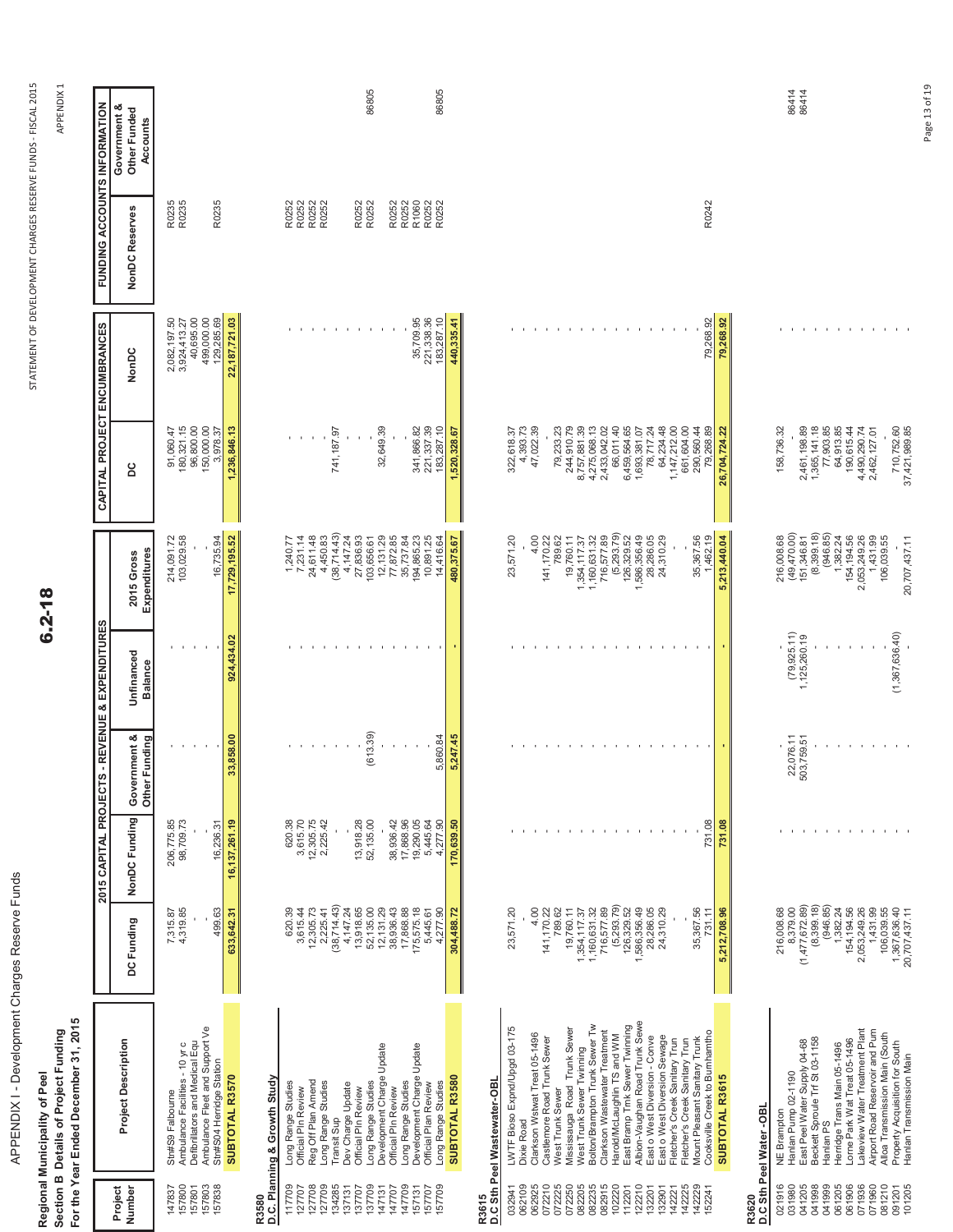# APPENDIX I - Development Charges Reserve Funds

**Regional Municipality of Peel**
**Section B Details of Project Funding**
**For the Year Ended December 31, 2015**

| Project Number | Project Description | 2015 CAPITAL PROJECTS - REVENUE & EXPENDITURES | | | | | CAPITAL PROJECT ENCUMBRANCES | | FUNDING ACCOUNTS INFORMATION | |
|---|---|---|---|---|---|---|---|---|---|---|
| | | DC Funding | NonDC Funding | Government & Other Funding | Unfinanced Balance | 2015 Gross Expenditures | DC | NonDC | NonDC Reserves | Government & Other Funded Accounts |
| 147837 | Str#S9 Falbourne | 7,315.87 | 206,775.85 | - | - | 214,091.72 | 91,060.47 | 2,082,197.50 | R0235 | |
| 157800 | Ambulance Facilities - 10 yr c | 4,319.85 | 98,709.73 | - | - | 103,029.58 | 180,321.15 | 3,924,413.27 | R0235 | |
| 157801 | Defibrillators and Medical Equ | - | - | - | - | - | 96,800.00 | 40,695.00 | | |
| 157803 | Ambulance Fleet and Support Ve | - | - | - | - | - | 150,000.00 | 499,000.00 | R0235 | |
| 157838 | Str#S04 Herridge Station | 499.63 | 16,236.31 | - | - | 16,735.94 | 3,978.37 | 129,285.69 | | |
| | **SUBTOTAL R3570** | **633,642.31** | **16,137,261.19** | **33,858.00** | **924,434.02** | **17,729,195.52** | **1,236,846.13** | **22,187,721.03** | | |
| **R3580** | **D.C. Planning & Growth Study** | | | | | | | | | |
| 117709 | Long Range Studies | 620.39 | 620.38 | - | - | 1,240.77 | - | - | R0252 | |
| 127707 | Official Pln Review | 3,615.44 | 3,615.70 | - | - | 7,231.14 | - | - | R0252 | |
| 127708 | Reg Off Plan Amend | 12,305.73 | 12,305.75 | - | - | 24,611.48 | - | - | R0252 | |
| 127709 | Long Range Studies | 2,225.41 | 2,225.42 | - | - | 4,450.83 | - | - | R0252 | |
| 134285 | Transit Sup | (38,714.43) | - | - | - | (38,714.43) | 741,187.97 | - | | |
| 137131 | Dev Charge Update | 4,147.24 | - | - | - | 4,147.24 | - | - | | |
| 137707 | Official Pln Review | 13,918.65 | 13,918.28 | - | - | 27,836.93 | - | - | R0252 | |
| 137709 | Long Range Studies | 52,135.00 | 52,135.00 | (613.39) | - | 103,656.61 | - | - | R0252 | 86805 |
| 147131 | Development Charge Update | 12,131.29 | - | - | - | 12,131.29 | 32,649.39 | - | | |
| 147707 | Official Pln Review | 38,936.43 | 38,936.42 | - | - | 77,872.85 | - | - | R0252 | |
| 147709 | Long Range Studies | 17,868.88 | 17,868.96 | - | - | 35,737.84 | - | - | R0252 | |
| 157131 | Development Charge Update | 175,575.18 | 19,290.05 | - | - | 194,865.23 | 341,866.82 | 35,709.95 | R1060 | |
| 157707 | Official Plan Review | 5,445.61 | 5,445.64 | - | - | 10,891.25 | 221,337.39 | 221,338.36 | R0252 | |
| 157709 | Long Range Studies | 4,277.90 | 4,277.90 | 5,860.84 | - | 14,416.64 | 183,287.10 | 183,287.10 | R0252 | 86805 |
| | **SUBTOTAL R3580** | **304,488.72** | **170,639.50** | **5,247.45** | **-** | **480,375.67** | **1,520,328.67** | **440,335.41** | | |
| **R3615** | **D.C Sth Peel Wastewater-OBL** | | | | | | | | | |
| 032941 | LWTF Bioso Expnd/Upgd 03-175 | 23,571.20 | - | - | - | 23,571.20 | 322,618.37 | - | | |
| 062109 | Dixie Road | - | - | - | - | - | 4,393.73 | - | | |
| 062925 | Clarkson Wstwat Treat 05-1496 | 4.00 | - | - | - | 4.00 | 47,022.39 | - | | |
| 072210 | Castlemore Road Trunk Sewer | 141,170.22 | - | - | - | 141,170.22 | - | - | | |
| 072225 | West Trunk Sewer | 789.62 | - | - | - | 789.62 | 79,233.23 | - | | |
| 072250 | Mississauga Road Trunk Sewer | 19,760.11 | - | - | - | 19,760.11 | 244,910.79 | - | | |
| 082205 | West Trunk Sewer Twinning | 1,354,117.37 | - | - | - | 1,354,117.37 | 8,757,881.39 | - | | |
| 082235 | Bolton/Brampton Trunk Sewer Tw | 1,160,631.32 | - | - | - | 1,160,631.32 | 4,275,068.13 | - | | |
| 082915 | Clarkson Wastewater Treatment | 716,577.89 | - | - | - | 716,577.89 | 2,433,042.02 | - | | |
| 102220 | Harold/McLaughlin TS and WM | (5,293.79) | - | - | - | (5,293.79) | 66,011.40 | - | | |
| 112201 | East Bramp Trnk Sewer Twinning | 126,329.52 | - | - | - | 126,329.52 | 6,459,564.65 | - | | |
| 122210 | Albion-Vaughan Road Trunk Sewe | 1,586,356.49 | - | - | - | 1,586,356.49 | 1,693,381.07 | - | | |
| 132201 | East o West Diversion - Conve | 28,286.05 | - | - | - | 28,286.05 | 78,717.24 | - | | |
| 132901 | East o West Diversion Sewage | 24,310.29 | - | - | - | 24,310.29 | 64,234.48 | - | | |
| 142221 | Fletcher's Creek Sanitary Trun | - | - | - | - | - | 1,147,212.00 | - | | |
| 142225 | Fletcher's Creek Sanitary Trun | - | - | - | - | - | 661,604.00 | - | | |
| 142229 | Mount Pleasant Sanitary Trunk | 35,367.56 | - | - | - | 35,367.56 | 290,560.44 | - | | |
| 152241 | Cooksville Creek to Burnhamtho | 731.11 | 731.08 | - | - | 1,462.19 | 79,268.89 | 79,268.92 | R0242 | |
| | **SUBTOTAL R3615** | **5,212,708.96** | **731.08** | **-** | **-** | **5,213,440.04** | **26,704,724.22** | **79,268.92** | | |
| **R3620** | **D.C Sth Peel Water -OBL** | | | | | | | | | |
| 021916 | NE Brampton | 216,008.68 | - | - | - | 216,008.68 | 158,736.32 | - | | |
| 031980 | Hanlan Pump 02-1190 | 8,379.00 | - | 22,076.11 | (79,925.11) | (49,470.00) | - | - | | 86414 |
| 041205 | East Peel Water Supply 04-68 | (1,477,672.89) | - | 503,759.51 | 1,125,260.19 | 151,346.81 | 2,461,198.89 | - | | 86414 |
| 041998 | Beckett Sproule Trf St 03-1158 | (8,399.18) | - | - | - | (8,399.18) | 1,365,141.18 | - | | |
| 041999 | Hanlan PS | (946.85) | - | - | - | (946.85) | 77,903.85 | - | | |
| 061205 | Herridge Trans Main 05-1496 | 1,382.24 | - | - | - | 1,382.24 | 64,913.85 | - | | |
| 061906 | Lorne Park Wat Treat 05-1496 | 154,194.56 | - | - | - | 154,194.56 | 190,615.44 | - | | |
| 071936 | Lakeview Water Treatment Plant | 2,053,249.26 | - | - | - | 2,053,249.26 | 4,490,290.74 | - | | |
| 071960 | Airport Road Reservoir and Pum | 1,431.99 | - | - | - | 1,431.99 | 2,462,127.01 | - | | |
| 081210 | Alloa Transmission Main (South | 106,039.55 | - | - | - | 106,039.55 | - | - | | |
| 091201 | Property Acquisition for South | 1,367,636.40 | - | - | (1,367,636.40) | - | 710,752.60 | - | | |
| 101205 | Hanlan Transmission Main | 20,707,437.11 | - | - | - | 20,707,437.11 | 37,421,989.85 | - | | |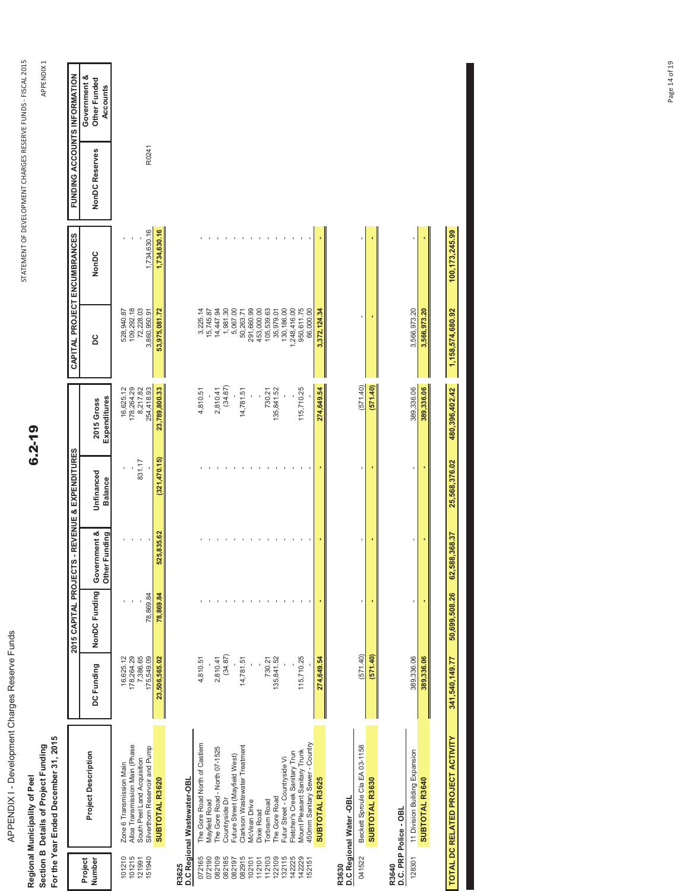# APPENDIX I - Development Charges Reserve Funds

**6.2-19**

**Regional Municipality of Peel**
**Section B Details of Project Funding**
**For the Year Ended December 31, 2015**

| Project Number | Project Description | 2015 CAPITAL PROJECTS - REVENUE & EXPENDITURES | | | | | CAPITAL PROJECT ENCUMBRANCES | | FUNDING ACCOUNTS INFORMATION | |
|---|---|---|---|---|---|---|---|---|---|---|
| | | DC Funding | NonDC Funding | Government & Other Funding | Unfinanced Balance | 2015 Gross Expenditures | DC | NonDC | NonDC Reserves | Government & Other Funded Accounts |
| 101210 | Zone 6 Transmission Main | 16,625.12 | - | - | - | 16,625.12 | 528,940.87 | - | | |
| 101215 | Alloa Transmission Main (Phase | 178,264.29 | - | - | - | 178,264.29 | 109,292.18 | - | | |
| 121991 | South Peel Land Acquisition | 7,386.65 | - | - | 831.17 | 8,217.82 | 72,228.03 | - | | |
| 151940 | Silverthorn Reservoir and Pump | 175,549.09 | 78,869.84 | - | - | 254,418.93 | 3,860,950.91 | 1,734,630.16 | R0241 | |
| | **SUBTOTAL R3620** | **23,506,565.02** | **78,869.84** | **525,835.62** | **(321,470.15)** | **23,789,800.33** | **53,975,081.72** | **1,734,630.16** | | |
| **R3625** | **D.C Regional Wastewater-OBL** | | | | | | | | | |
| 072165 | The Gore Road North of Castlem | 4,810.51 | - | - | - | 4,810.51 | 3,225.14 | - | | |
| 072190 | Mayfield Road | - | - | - | - | - | 15,745.87 | - | | |
| 082109 | The Gore Road - North 07-1525 | 2,810.41 | - | - | - | 2,810.41 | 14,447.94 | - | | |
| 082185 | Countryside Dr | (34.87) | - | - | - | (34.87) | 1,981.30 | - | | |
| 082197 | Future Street (Mayfield West) | - | - | - | - | - | 5,067.00 | - | | |
| 082915 | Clarkson Wastewater Treatment | 14,781.51 | - | - | - | 14,781.51 | 50,263.71 | - | | |
| 102101 | McVean Drive | - | - | - | - | - | 291,660.99 | - | | |
| 112101 | Dixie Road | - | - | - | - | - | 453,000.00 | - | | |
| 112103 | Torbram Road | 730.21 | - | - | - | 730.21 | 105,539.63 | - | | |
| 122109 | The Gore Road | 135,841.52 | - | - | - | 135,841.52 | 35,979.01 | - | | |
| 132115 | Futur Street - Countryside Vi | - | - | - | - | - | 130,186.00 | - | | |
| 142225 | Fletcher's Creek Sanitary Trun | - | - | - | - | - | 1,248,416.00 | - | | |
| 142229 | Mount Pleasant Sanitary Trunk | 115,710.25 | - | - | - | 115,710.25 | 950,611.75 | - | | |
| 152151 | 450mm Sanitary Sewer - Country | - | - | - | - | - | 66,000.00 | - | | |
| | **SUBTOTAL R3625** | **274,649.54** | **-** | **-** | **-** | **274,649.54** | **3,372,124.34** | **-** | | |
| **R3630** | **D.C Regional Water -OBL** | | | | | | | | | |
| 041522 | Beckett Sproule Cla EA 03-1158 | (571.40) | - | - | - | (571.40) | - | - | | |
| | **SUBTOTAL R3630** | **(571.40)** | **-** | **-** | **-** | **(571.40)** | **-** | **-** | | |
| **R3640** | **D.C. PRP Police - OBL** | | | | | | | | | |
| 128301 | 11 Division Building Expansion | 389,336.06 | - | - | - | 389,336.06 | 3,566,973.20 | - | | |
| | **SUBTOTAL R3640** | **389,336.06** | **-** | **-** | **-** | **389,336.06** | **3,566,973.20** | **-** | | |
| | **TOTAL DC RELATED PROJECT ACTIVITY** | **341,540,149.77** | **50,699,508.26** | **62,588,368.37** | **25,568,376.02** | **480,396,402.42** | **1,158,574,680.92** | **100,173,245.99** | | |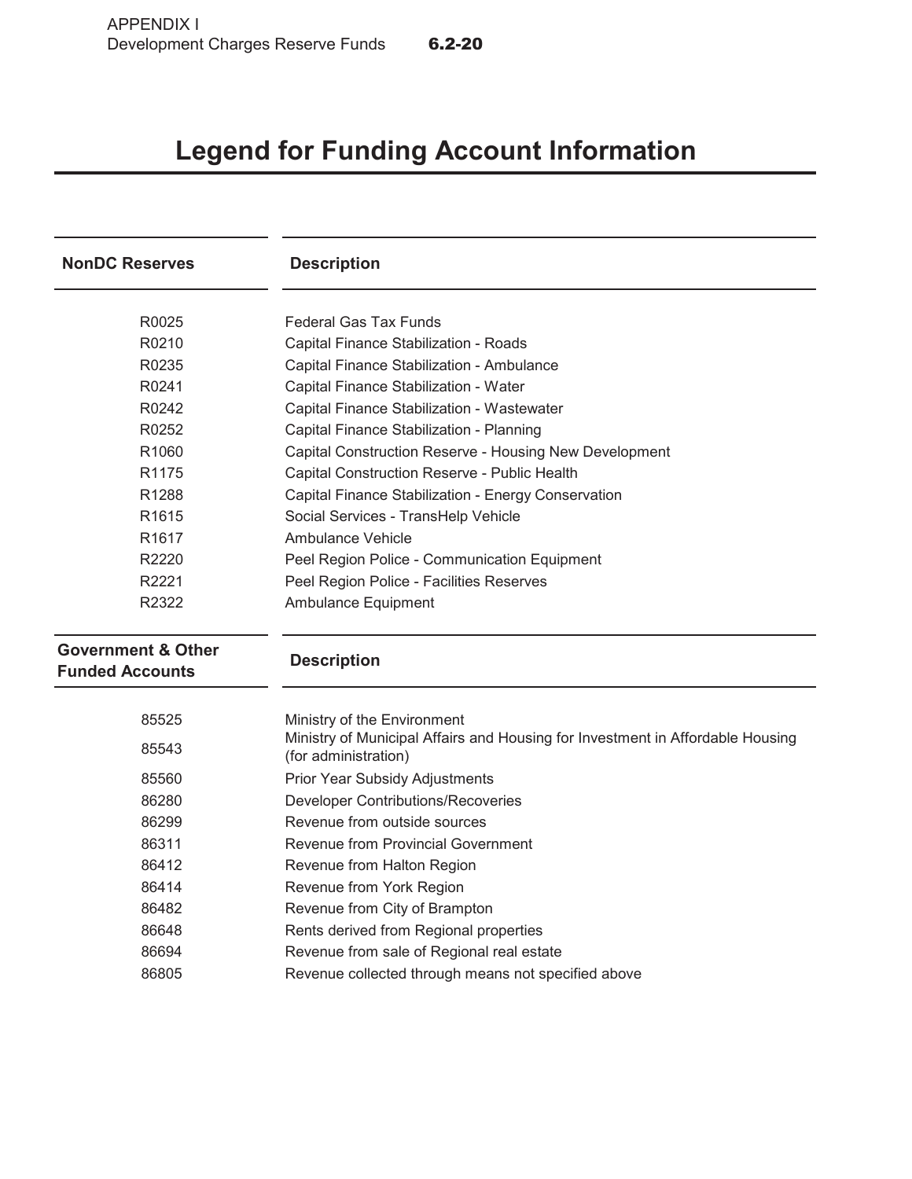# Legend for Funding Account Information

| NonDC Reserves | Description |
|---|---|
| R0025 | Federal Gas Tax Funds |
| R0210 | Capital Finance Stabilization - Roads |
| R0235 | Capital Finance Stabilization - Ambulance |
| R0241 | Capital Finance Stabilization - Water |
| R0242 | Capital Finance Stabilization - Wastewater |
| R0252 | Capital Finance Stabilization - Planning |
| R1060 | Capital Construction Reserve - Housing New Development |
| R1175 | Capital Construction Reserve - Public Health |
| R1288 | Capital Finance Stabilization - Energy Conservation |
| R1615 | Social Services - TransHelp Vehicle |
| R1617 | Ambulance Vehicle |
| R2220 | Peel Region Police - Communication Equipment |
| R2221 | Peel Region Police - Facilities Reserves |
| R2322 | Ambulance Equipment |

| Government & Other Funded Accounts | Description |
|---|---|
| 85525 | Ministry of the Environment |
| 85543 | Ministry of Municipal Affairs and Housing for Investment in Affordable Housing (for administration) |
| 85560 | Prior Year Subsidy Adjustments |
| 86280 | Developer Contributions/Recoveries |
| 86299 | Revenue from outside sources |
| 86311 | Revenue from Provincial Government |
| 86412 | Revenue from Halton Region |
| 86414 | Revenue from York Region |
| 86482 | Revenue from City of Brampton |
| 86648 | Rents derived from Regional properties |
| 86694 | Revenue from sale of Regional real estate |
| 86805 | Revenue collected through means not specified above |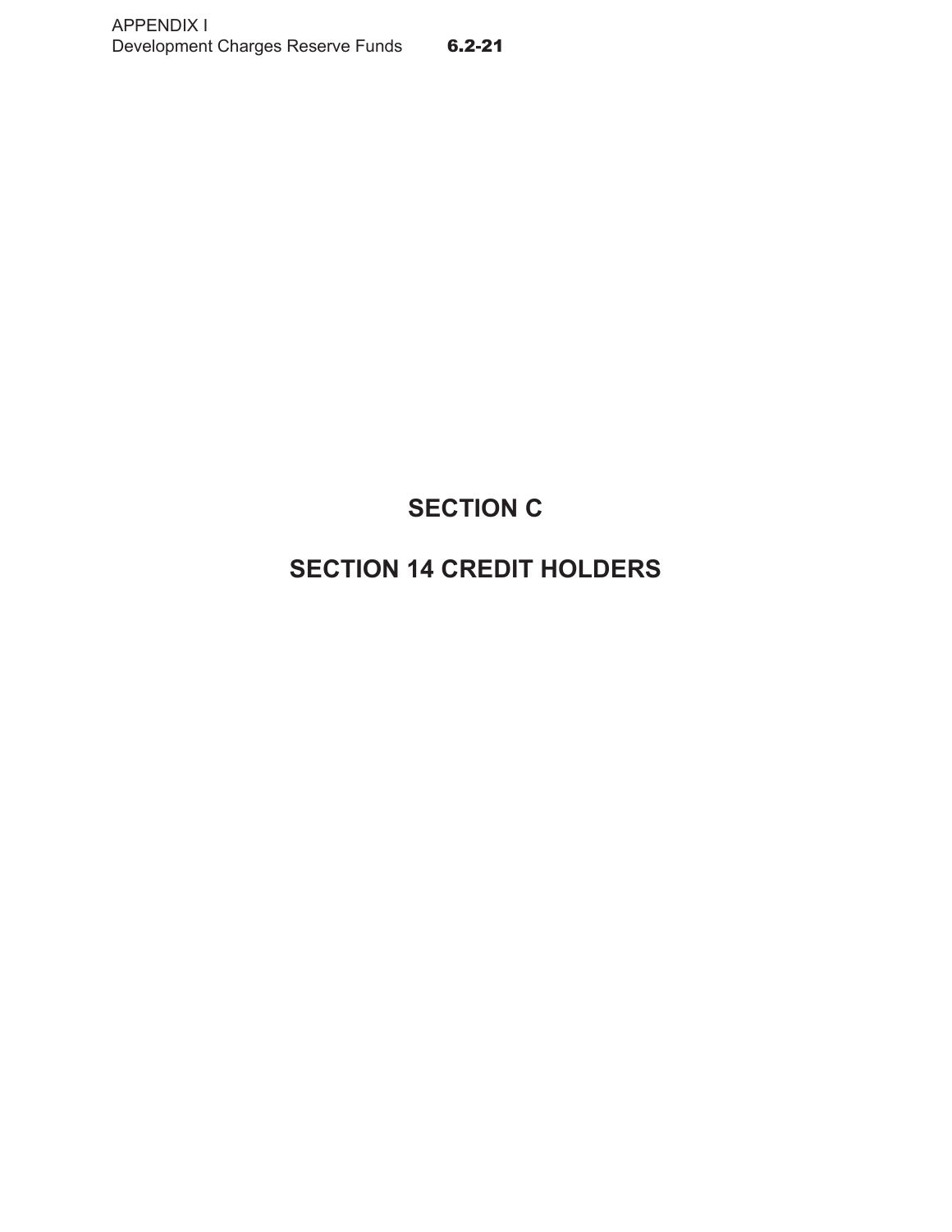# SECTION C

# SECTION 14 CREDIT HOLDERS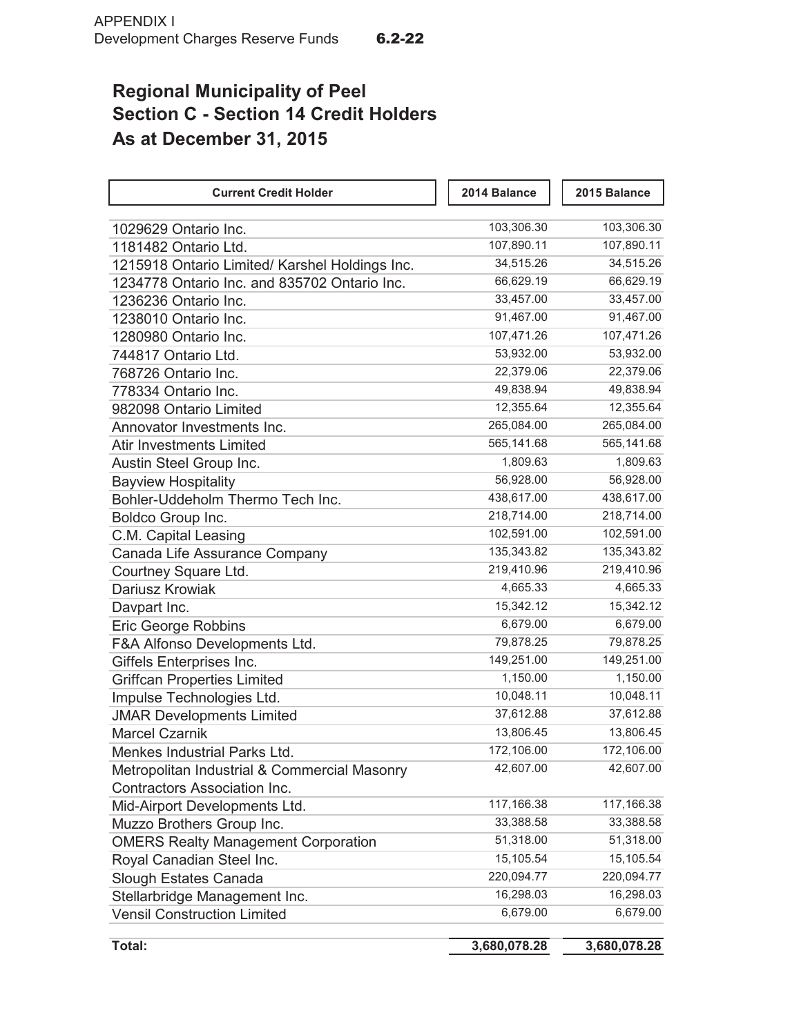APPENDIX I
Development Charges Reserve Funds **6.2-22**

# Regional Municipality of Peel
## Section C - Section 14 Credit Holders
## As at December 31, 2015

| Current Credit Holder | 2014 Balance | 2015 Balance |
|---|---|---|
| 1029629 Ontario Inc. | 103,306.30 | 103,306.30 |
| 1181482 Ontario Ltd. | 107,890.11 | 107,890.11 |
| 1215918 Ontario Limited/ Karshel Holdings Inc. | 34,515.26 | 34,515.26 |
| 1234778 Ontario Inc. and 835702 Ontario Inc. | 66,629.19 | 66,629.19 |
| 1236236 Ontario Inc. | 33,457.00 | 33,457.00 |
| 1238010 Ontario Inc. | 91,467.00 | 91,467.00 |
| 1280980 Ontario Inc. | 107,471.26 | 107,471.26 |
| 744817 Ontario Ltd. | 53,932.00 | 53,932.00 |
| 768726 Ontario Inc. | 22,379.06 | 22,379.06 |
| 778334 Ontario Inc. | 49,838.94 | 49,838.94 |
| 982098 Ontario Limited | 12,355.64 | 12,355.64 |
| Annovator Investments Inc. | 265,084.00 | 265,084.00 |
| Atir Investments Limited | 565,141.68 | 565,141.68 |
| Austin Steel Group Inc. | 1,809.63 | 1,809.63 |
| Bayview Hospitality | 56,928.00 | 56,928.00 |
| Bohler-Uddeholm Thermo Tech Inc. | 438,617.00 | 438,617.00 |
| Boldco Group Inc. | 218,714.00 | 218,714.00 |
| C.M. Capital Leasing | 102,591.00 | 102,591.00 |
| Canada Life Assurance Company | 135,343.82 | 135,343.82 |
| Courtney Square Ltd. | 219,410.96 | 219,410.96 |
| Dariusz Krowiak | 4,665.33 | 4,665.33 |
| Davpart Inc. | 15,342.12 | 15,342.12 |
| Eric George Robbins | 6,679.00 | 6,679.00 |
| F&A Alfonso Developments Ltd. | 79,878.25 | 79,878.25 |
| Giffels Enterprises Inc. | 149,251.00 | 149,251.00 |
| Griffcan Properties Limited | 1,150.00 | 1,150.00 |
| Impulse Technologies Ltd. | 10,048.11 | 10,048.11 |
| JMAR Developments Limited | 37,612.88 | 37,612.88 |
| Marcel Czarnik | 13,806.45 | 13,806.45 |
| Menkes Industrial Parks Ltd. | 172,106.00 | 172,106.00 |
| Metropolitan Industrial & Commercial Masonry Contractors Association Inc. | 42,607.00 | 42,607.00 |
| Mid-Airport Developments Ltd. | 117,166.38 | 117,166.38 |
| Muzzo Brothers Group Inc. | 33,388.58 | 33,388.58 |
| OMERS Realty Management Corporation | 51,318.00 | 51,318.00 |
| Royal Canadian Steel Inc. | 15,105.54 | 15,105.54 |
| Slough Estates Canada | 220,094.77 | 220,094.77 |
| Stellarbridge Management Inc. | 16,298.03 | 16,298.03 |
| Vensil Construction Limited | 6,679.00 | 6,679.00 |
| **Total:** | **3,680,078.28** | **3,680,078.28** |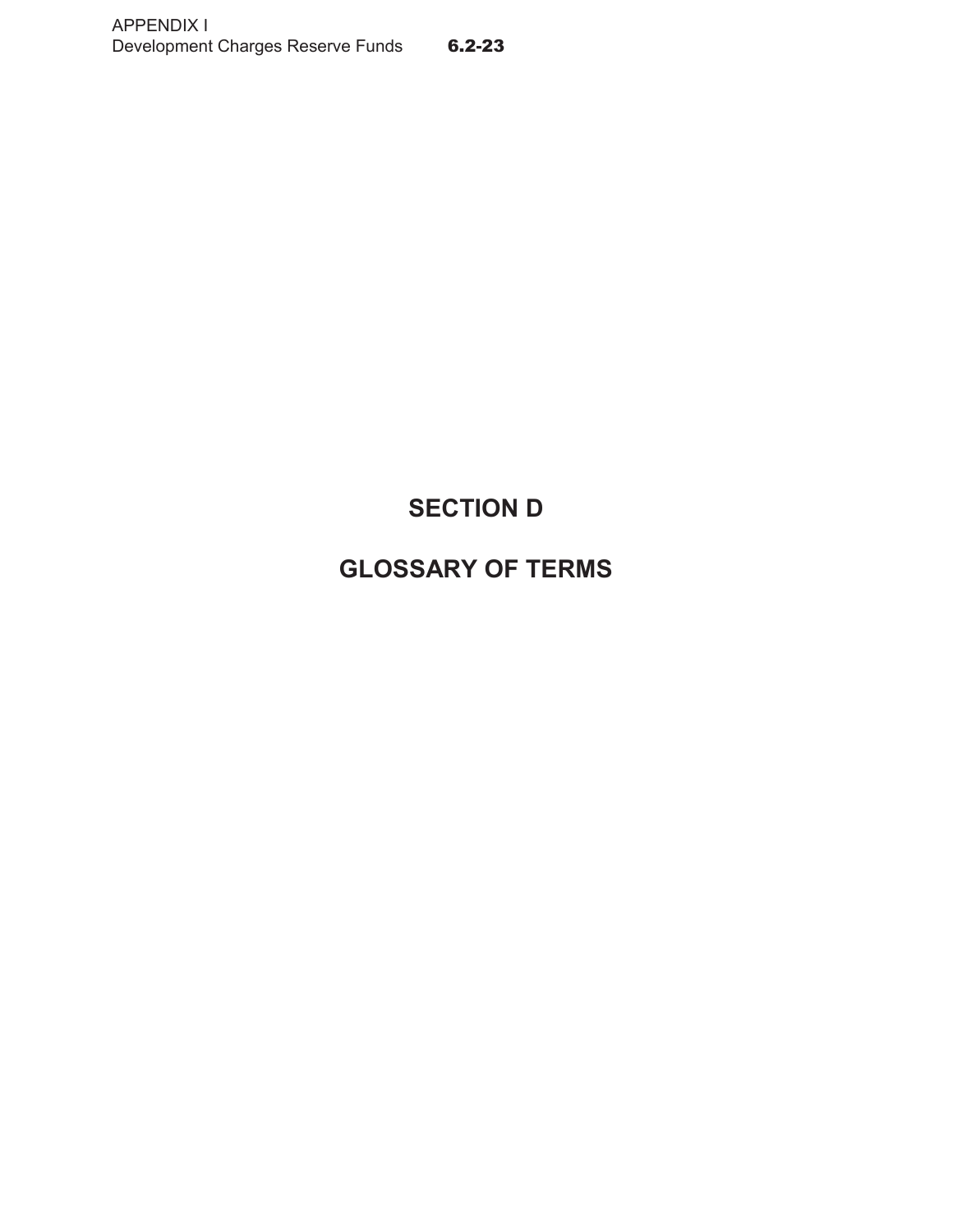# SECTION D

# GLOSSARY OF TERMS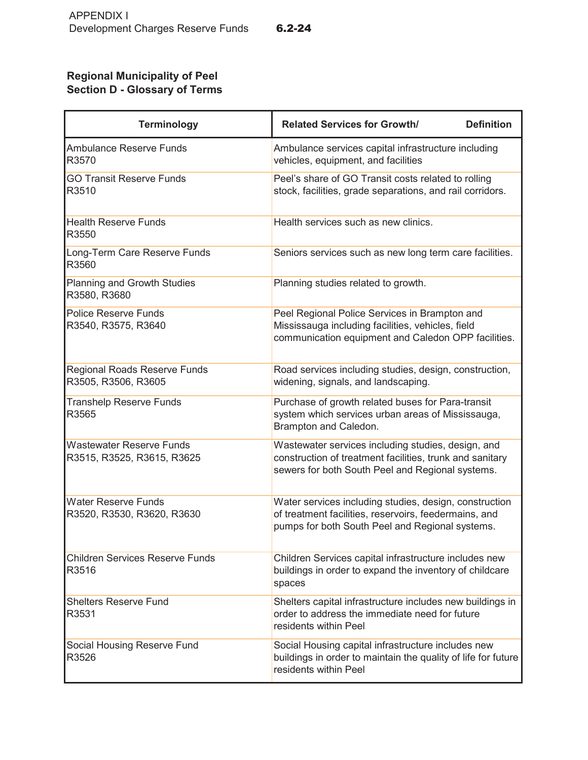APPENDIX I
Development Charges Reserve Funds **6.2-24**

**Regional Municipality of Peel**
**Section D - Glossary of Terms**

| Terminology | Related Services for Growth/ Definition |
|---|---|
| Ambulance Reserve Funds R3570 | Ambulance services capital infrastructure including vehicles, equipment, and facilities |
| GO Transit Reserve Funds R3510 | Peel's share of GO Transit costs related to rolling stock, facilities, grade separations, and rail corridors. |
| Health Reserve Funds R3550 | Health services such as new clinics. |
| Long-Term Care Reserve Funds R3560 | Seniors services such as new long term care facilities. |
| Planning and Growth Studies R3580, R3680 | Planning studies related to growth. |
| Police Reserve Funds R3540, R3575, R3640 | Peel Regional Police Services in Brampton and Mississauga including facilities, vehicles, field communication equipment and Caledon OPP facilities. |
| Regional Roads Reserve Funds R3505, R3506, R3605 | Road services including studies, design, construction, widening, signals, and landscaping. |
| Transhelp Reserve Funds R3565 | Purchase of growth related buses for Para-transit system which services urban areas of Mississauga, Brampton and Caledon. |
| Wastewater Reserve Funds R3515, R3525, R3615, R3625 | Wastewater services including studies, design, and construction of treatment facilities, trunk and sanitary sewers for both South Peel and Regional systems. |
| Water Reserve Funds R3520, R3530, R3620, R3630 | Water services including studies, design, construction of treatment facilities, reservoirs, feedermains, and pumps for both South Peel and Regional systems. |
| Children Services Reserve Funds R3516 | Children Services capital infrastructure includes new buildings in order to expand the inventory of childcare spaces |
| Shelters Reserve Fund R3531 | Shelters capital infrastructure includes new buildings in order to address the immediate need for future residents within Peel |
| Social Housing Reserve Fund R3526 | Social Housing capital infrastructure includes new buildings in order to maintain the quality of life for future residents within Peel |